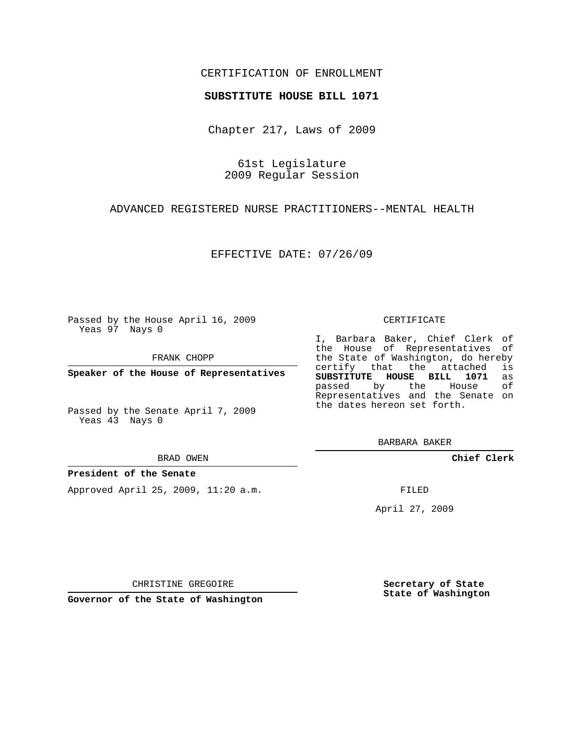CERTIFICATION OF ENROLLMENT

**SUBSTITUTE HOUSE BILL 1071**

Chapter 217, Laws of 2009

61st Legislature
2009 Regular Session

ADVANCED REGISTERED NURSE PRACTITIONERS--MENTAL HEALTH

EFFECTIVE DATE: 07/26/09

Passed by the House April 16, 2009
Yeas 97 Nays 0

FRANK CHOPP

**Speaker of the House of Representatives**

Passed by the Senate April 7, 2009
Yeas 43 Nays 0

BRAD OWEN

**President of the Senate**

Approved April 25, 2009, 11:20 a.m.

CHRISTINE GREGOIRE

**Governor of the State of Washington**

CERTIFICATE

I, Barbara Baker, Chief Clerk of the House of Representatives of the State of Washington, do hereby certify that the attached is **SUBSTITUTE HOUSE BILL 1071** as passed by the House of Representatives and the Senate on the dates hereon set forth.

BARBARA BAKER

**Chief Clerk**

FILED

April 27, 2009

**Secretary of State**
**State of Washington**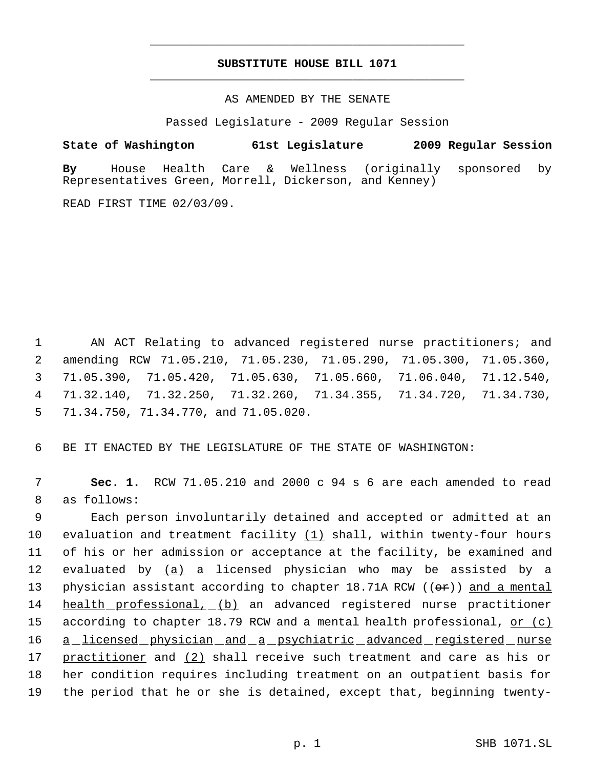**SUBSTITUTE HOUSE BILL 1071**

AS AMENDED BY THE SENATE

Passed Legislature - 2009 Regular Session

**State of Washington 61st Legislature 2009 Regular Session**

**By** House Health Care & Wellness (originally sponsored by Representatives Green, Morrell, Dickerson, and Kenney)

READ FIRST TIME 02/03/09.

AN ACT Relating to advanced registered nurse practitioners; and amending RCW 71.05.210, 71.05.230, 71.05.290, 71.05.300, 71.05.360, 71.05.390, 71.05.420, 71.05.630, 71.05.660, 71.06.040, 71.12.540, 71.32.140, 71.32.250, 71.32.260, 71.34.355, 71.34.720, 71.34.730, 71.34.750, 71.34.770, and 71.05.020.

BE IT ENACTED BY THE LEGISLATURE OF THE STATE OF WASHINGTON:

**Sec. 1.** RCW 71.05.210 and 2000 c 94 s 6 are each amended to read as follows:

Each person involuntarily detained and accepted or admitted at an evaluation and treatment facility <u>(1)</u> shall, within twenty-four hours of his or her admission or acceptance at the facility, be examined and evaluated by <u>(a)</u> a licensed physician who may be assisted by a physician assistant according to chapter 18.71A RCW ((~~or~~)) <u>and a mental health professional, (b)</u> an advanced registered nurse practitioner according to chapter 18.79 RCW and a mental health professional, <u>or (c) a licensed physician and a psychiatric advanced registered nurse practitioner</u> and <u>(2)</u> shall receive such treatment and care as his or her condition requires including treatment on an outpatient basis for the period that he or she is detained, except that, beginning twenty-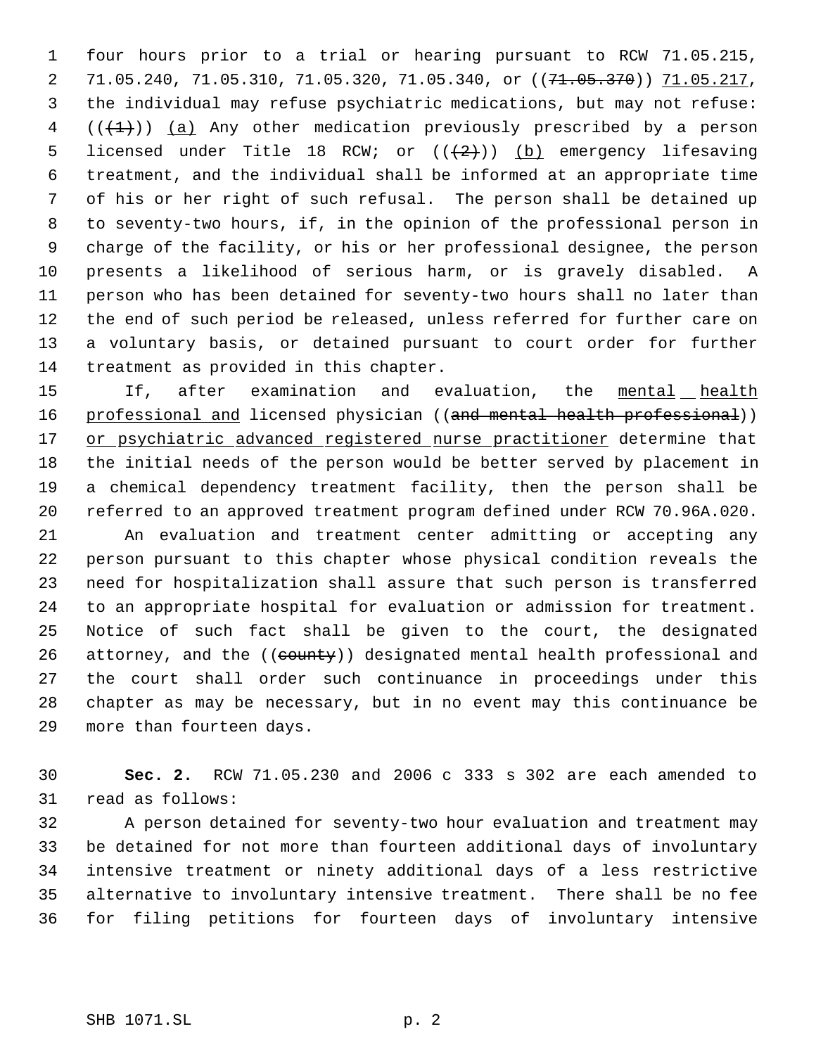four hours prior to a trial or hearing pursuant to RCW 71.05.215, 71.05.240, 71.05.310, 71.05.320, 71.05.340, or ((~~71.05.370~~)) 71.05.217, the individual may refuse psychiatric medications, but may not refuse: ((~~(1)~~)) (a) Any other medication previously prescribed by a person licensed under Title 18 RCW; or ((~~(2)~~)) (b) emergency lifesaving treatment, and the individual shall be informed at an appropriate time of his or her right of such refusal. The person shall be detained up to seventy-two hours, if, in the opinion of the professional person in charge of the facility, or his or her professional designee, the person presents a likelihood of serious harm, or is gravely disabled. A person who has been detained for seventy-two hours shall no later than the end of such period be released, unless referred for further care on a voluntary basis, or detained pursuant to court order for further treatment as provided in this chapter.

If, after examination and evaluation, the mental health professional and licensed physician ((~~and mental health professional~~)) or psychiatric advanced registered nurse practitioner determine that the initial needs of the person would be better served by placement in a chemical dependency treatment facility, then the person shall be referred to an approved treatment program defined under RCW 70.96A.020.

An evaluation and treatment center admitting or accepting any person pursuant to this chapter whose physical condition reveals the need for hospitalization shall assure that such person is transferred to an appropriate hospital for evaluation or admission for treatment. Notice of such fact shall be given to the court, the designated attorney, and the ((~~county~~)) designated mental health professional and the court shall order such continuance in proceedings under this chapter as may be necessary, but in no event may this continuance be more than fourteen days.

**Sec. 2.** RCW 71.05.230 and 2006 c 333 s 302 are each amended to read as follows:

A person detained for seventy-two hour evaluation and treatment may be detained for not more than fourteen additional days of involuntary intensive treatment or ninety additional days of a less restrictive alternative to involuntary intensive treatment. There shall be no fee for filing petitions for fourteen days of involuntary intensive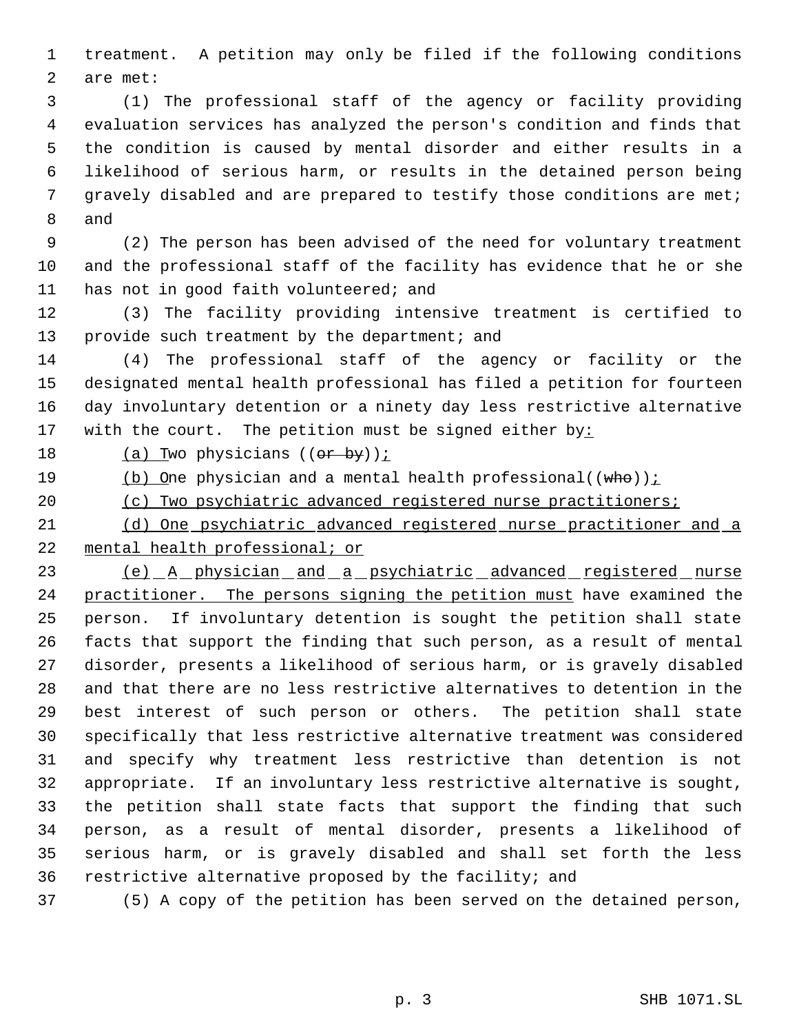treatment. A petition may only be filed if the following conditions are met:

(1) The professional staff of the agency or facility providing evaluation services has analyzed the person's condition and finds that the condition is caused by mental disorder and either results in a likelihood of serious harm, or results in the detained person being gravely disabled and are prepared to testify those conditions are met; and

(2) The person has been advised of the need for voluntary treatment and the professional staff of the facility has evidence that he or she has not in good faith volunteered; and

(3) The facility providing intensive treatment is certified to provide such treatment by the department; and

(4) The professional staff of the agency or facility or the designated mental health professional has filed a petition for fourteen day involuntary detention or a ninety day less restrictive alternative with the court. The petition must be signed either by:

(a) Two physicians ((~~or by~~));

(b) One physician and a mental health professional((~~who~~));

(c) Two psychiatric advanced registered nurse practitioners;

(d) One psychiatric advanced registered nurse practitioner and a mental health professional; or

(e) A physician and a psychiatric advanced registered nurse practitioner. The persons signing the petition must have examined the person. If involuntary detention is sought the petition shall state facts that support the finding that such person, as a result of mental disorder, presents a likelihood of serious harm, or is gravely disabled and that there are no less restrictive alternatives to detention in the best interest of such person or others. The petition shall state specifically that less restrictive alternative treatment was considered and specify why treatment less restrictive than detention is not appropriate. If an involuntary less restrictive alternative is sought, the petition shall state facts that support the finding that such person, as a result of mental disorder, presents a likelihood of serious harm, or is gravely disabled and shall set forth the less restrictive alternative proposed by the facility; and

(5) A copy of the petition has been served on the detained person,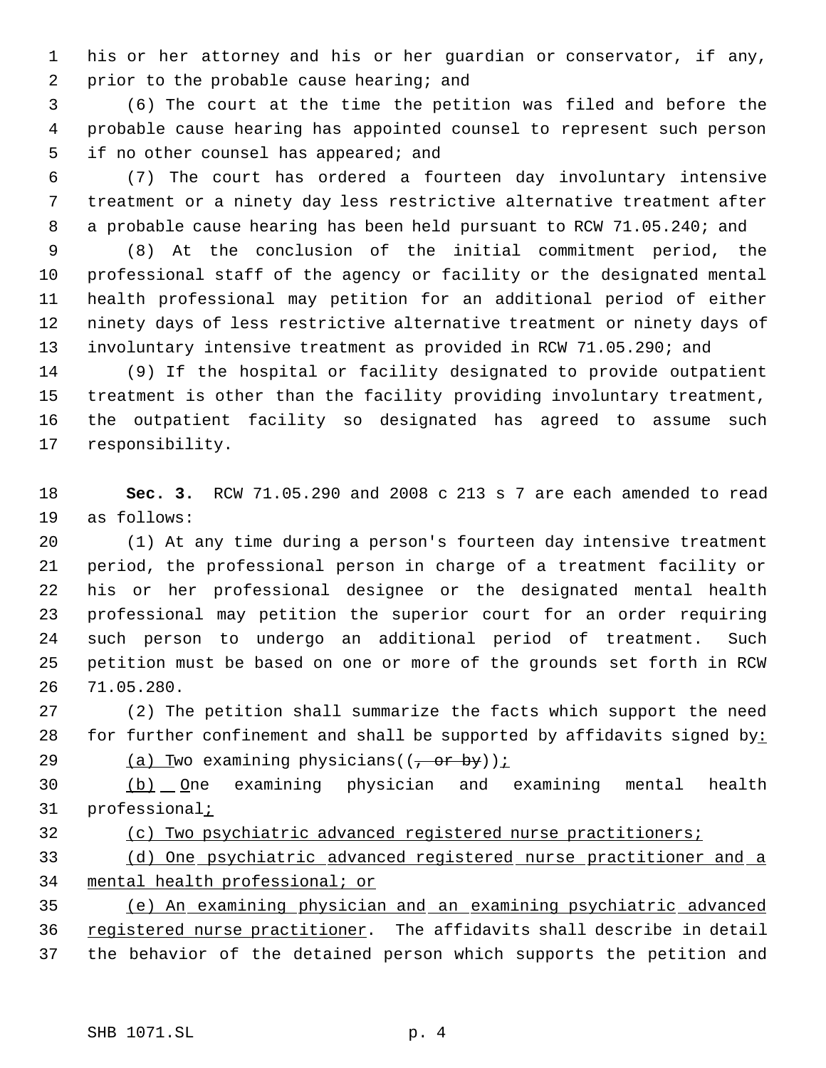his or her attorney and his or her guardian or conservator, if any, prior to the probable cause hearing; and

(6) The court at the time the petition was filed and before the probable cause hearing has appointed counsel to represent such person if no other counsel has appeared; and

(7) The court has ordered a fourteen day involuntary intensive treatment or a ninety day less restrictive alternative treatment after a probable cause hearing has been held pursuant to RCW 71.05.240; and

(8) At the conclusion of the initial commitment period, the professional staff of the agency or facility or the designated mental health professional may petition for an additional period of either ninety days of less restrictive alternative treatment or ninety days of involuntary intensive treatment as provided in RCW 71.05.290; and

(9) If the hospital or facility designated to provide outpatient treatment is other than the facility providing involuntary treatment, the outpatient facility so designated has agreed to assume such responsibility.

**Sec. 3.** RCW 71.05.290 and 2008 c 213 s 7 are each amended to read as follows:

(1) At any time during a person's fourteen day intensive treatment period, the professional person in charge of a treatment facility or his or her professional designee or the designated mental health professional may petition the superior court for an order requiring such person to undergo an additional period of treatment. Such petition must be based on one or more of the grounds set forth in RCW 71.05.280.

(2) The petition shall summarize the facts which support the need for further confinement and shall be supported by affidavits signed by:

(a) Two examining physicians((, or by));

(b) One examining physician and examining mental health professional;

(c) Two psychiatric advanced registered nurse practitioners;

(d) One psychiatric advanced registered nurse practitioner and a mental health professional; or

(e) An examining physician and an examining psychiatric advanced registered nurse practitioner. The affidavits shall describe in detail the behavior of the detained person which supports the petition and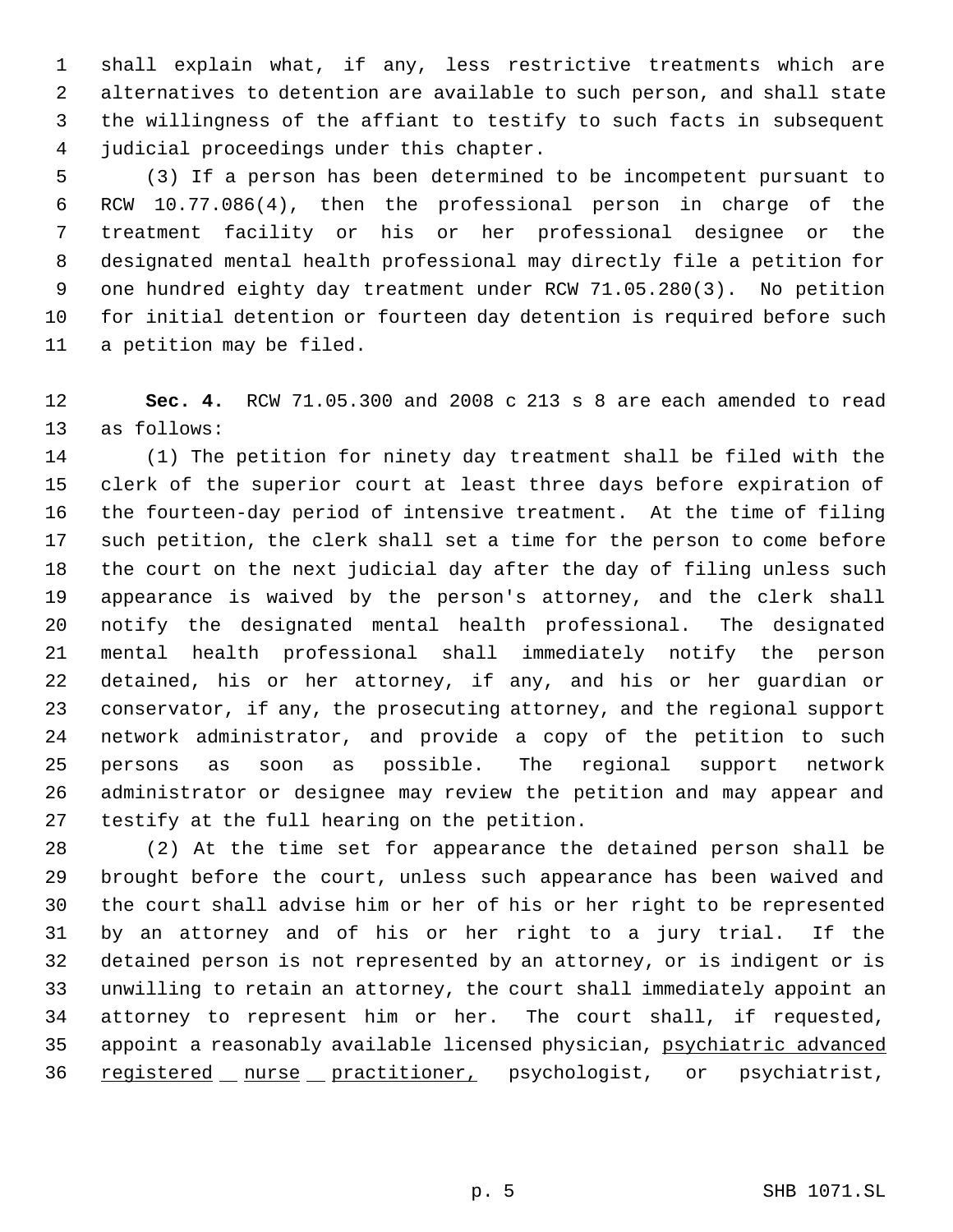shall explain what, if any, less restrictive treatments which are alternatives to detention are available to such person, and shall state the willingness of the affiant to testify to such facts in subsequent judicial proceedings under this chapter.

(3) If a person has been determined to be incompetent pursuant to RCW 10.77.086(4), then the professional person in charge of the treatment facility or his or her professional designee or the designated mental health professional may directly file a petition for one hundred eighty day treatment under RCW 71.05.280(3). No petition for initial detention or fourteen day detention is required before such a petition may be filed.

**Sec. 4.** RCW 71.05.300 and 2008 c 213 s 8 are each amended to read as follows:

(1) The petition for ninety day treatment shall be filed with the clerk of the superior court at least three days before expiration of the fourteen-day period of intensive treatment. At the time of filing such petition, the clerk shall set a time for the person to come before the court on the next judicial day after the day of filing unless such appearance is waived by the person's attorney, and the clerk shall notify the designated mental health professional. The designated mental health professional shall immediately notify the person detained, his or her attorney, if any, and his or her guardian or conservator, if any, the prosecuting attorney, and the regional support network administrator, and provide a copy of the petition to such persons as soon as possible. The regional support network administrator or designee may review the petition and may appear and testify at the full hearing on the petition.

(2) At the time set for appearance the detained person shall be brought before the court, unless such appearance has been waived and the court shall advise him or her of his or her right to be represented by an attorney and of his or her right to a jury trial. If the detained person is not represented by an attorney, or is indigent or is unwilling to retain an attorney, the court shall immediately appoint an attorney to represent him or her. The court shall, if requested, appoint a reasonably available licensed physician, <u>psychiatric advanced registered nurse practitioner,</u> psychologist, or psychiatrist,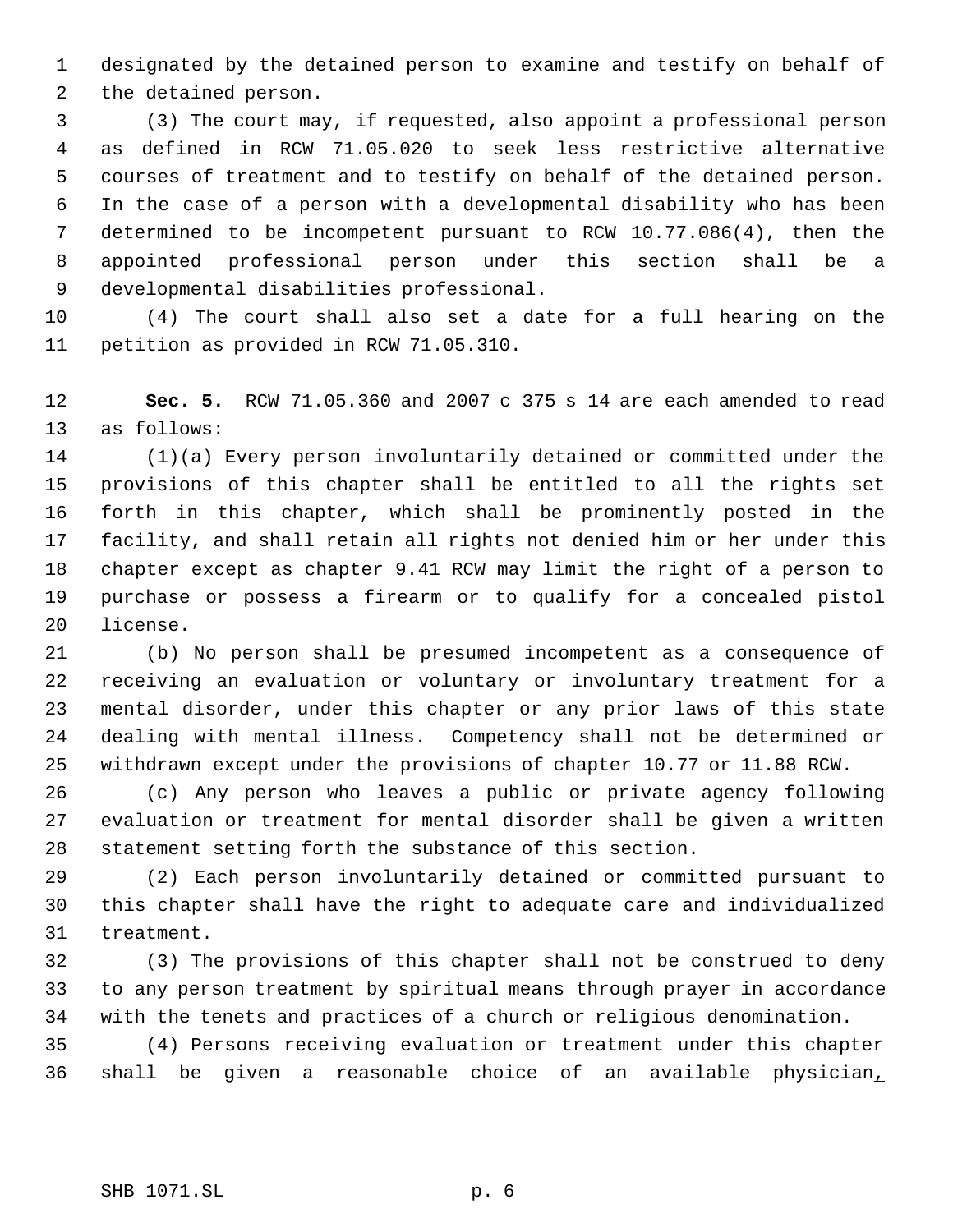designated by the detained person to examine and testify on behalf of the detained person.

(3) The court may, if requested, also appoint a professional person as defined in RCW 71.05.020 to seek less restrictive alternative courses of treatment and to testify on behalf of the detained person. In the case of a person with a developmental disability who has been determined to be incompetent pursuant to RCW 10.77.086(4), then the appointed professional person under this section shall be a developmental disabilities professional.

(4) The court shall also set a date for a full hearing on the petition as provided in RCW 71.05.310.

**Sec. 5.** RCW 71.05.360 and 2007 c 375 s 14 are each amended to read as follows:

(1)(a) Every person involuntarily detained or committed under the provisions of this chapter shall be entitled to all the rights set forth in this chapter, which shall be prominently posted in the facility, and shall retain all rights not denied him or her under this chapter except as chapter 9.41 RCW may limit the right of a person to purchase or possess a firearm or to qualify for a concealed pistol license.

(b) No person shall be presumed incompetent as a consequence of receiving an evaluation or voluntary or involuntary treatment for a mental disorder, under this chapter or any prior laws of this state dealing with mental illness. Competency shall not be determined or withdrawn except under the provisions of chapter 10.77 or 11.88 RCW.

(c) Any person who leaves a public or private agency following evaluation or treatment for mental disorder shall be given a written statement setting forth the substance of this section.

(2) Each person involuntarily detained or committed pursuant to this chapter shall have the right to adequate care and individualized treatment.

(3) The provisions of this chapter shall not be construed to deny to any person treatment by spiritual means through prayer in accordance with the tenets and practices of a church or religious denomination.

(4) Persons receiving evaluation or treatment under this chapter shall be given a reasonable choice of an available physician,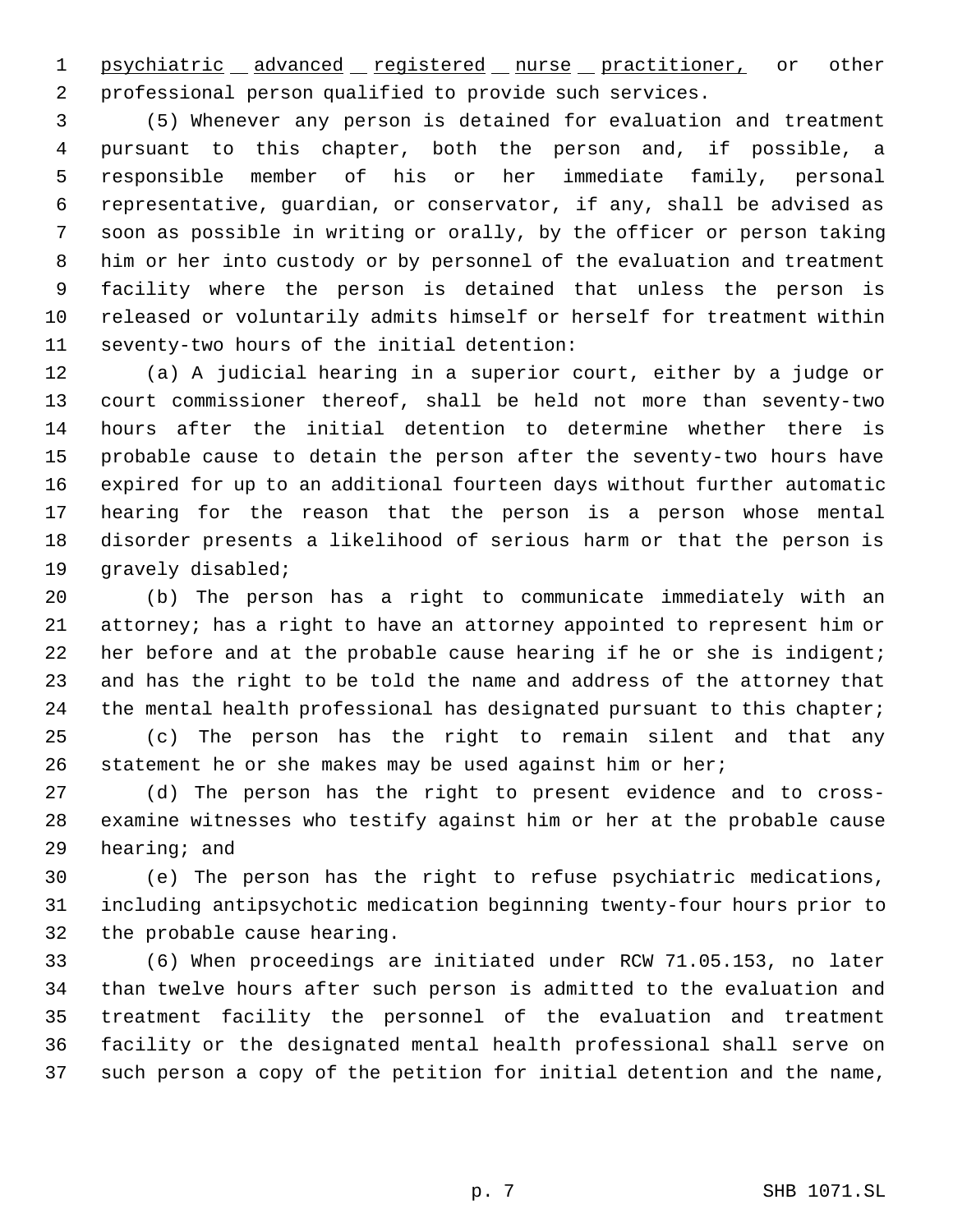psychiatric advanced registered nurse practitioner, or other professional person qualified to provide such services.

(5) Whenever any person is detained for evaluation and treatment pursuant to this chapter, both the person and, if possible, a responsible member of his or her immediate family, personal representative, guardian, or conservator, if any, shall be advised as soon as possible in writing or orally, by the officer or person taking him or her into custody or by personnel of the evaluation and treatment facility where the person is detained that unless the person is released or voluntarily admits himself or herself for treatment within seventy-two hours of the initial detention:

(a) A judicial hearing in a superior court, either by a judge or court commissioner thereof, shall be held not more than seventy-two hours after the initial detention to determine whether there is probable cause to detain the person after the seventy-two hours have expired for up to an additional fourteen days without further automatic hearing for the reason that the person is a person whose mental disorder presents a likelihood of serious harm or that the person is gravely disabled;

(b) The person has a right to communicate immediately with an attorney; has a right to have an attorney appointed to represent him or her before and at the probable cause hearing if he or she is indigent; and has the right to be told the name and address of the attorney that the mental health professional has designated pursuant to this chapter;

(c) The person has the right to remain silent and that any statement he or she makes may be used against him or her;

(d) The person has the right to present evidence and to cross-examine witnesses who testify against him or her at the probable cause hearing; and

(e) The person has the right to refuse psychiatric medications, including antipsychotic medication beginning twenty-four hours prior to the probable cause hearing.

(6) When proceedings are initiated under RCW 71.05.153, no later than twelve hours after such person is admitted to the evaluation and treatment facility the personnel of the evaluation and treatment facility or the designated mental health professional shall serve on such person a copy of the petition for initial detention and the name,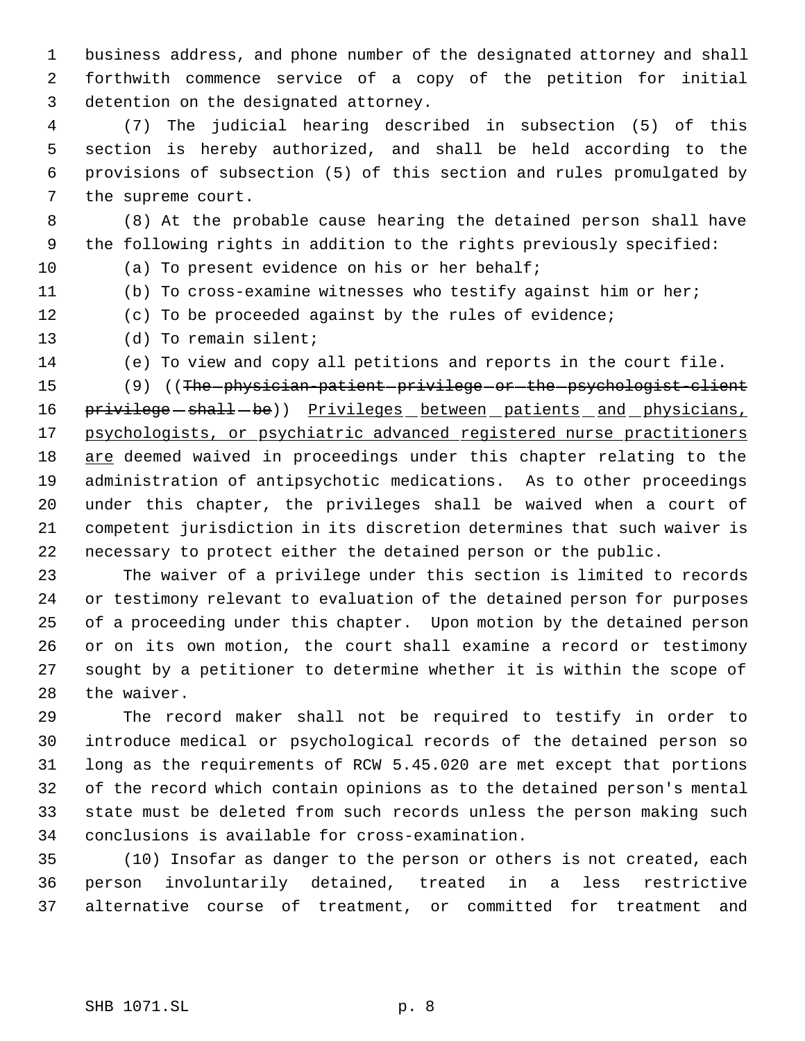business address, and phone number of the designated attorney and shall forthwith commence service of a copy of the petition for initial detention on the designated attorney.

(7) The judicial hearing described in subsection (5) of this section is hereby authorized, and shall be held according to the provisions of subsection (5) of this section and rules promulgated by the supreme court.

(8) At the probable cause hearing the detained person shall have the following rights in addition to the rights previously specified:

(a) To present evidence on his or her behalf;

(b) To cross-examine witnesses who testify against him or her;

(c) To be proceeded against by the rules of evidence;

(d) To remain silent;

(e) To view and copy all petitions and reports in the court file.

(9) ((~~The physician-patient privilege or the psychologist-client privilege shall be~~)) <u>Privileges between patients and physicians, psychologists, or psychiatric advanced registered nurse practitioners are</u> deemed waived in proceedings under this chapter relating to the administration of antipsychotic medications. As to other proceedings under this chapter, the privileges shall be waived when a court of competent jurisdiction in its discretion determines that such waiver is necessary to protect either the detained person or the public.

The waiver of a privilege under this section is limited to records or testimony relevant to evaluation of the detained person for purposes of a proceeding under this chapter. Upon motion by the detained person or on its own motion, the court shall examine a record or testimony sought by a petitioner to determine whether it is within the scope of the waiver.

The record maker shall not be required to testify in order to introduce medical or psychological records of the detained person so long as the requirements of RCW 5.45.020 are met except that portions of the record which contain opinions as to the detained person's mental state must be deleted from such records unless the person making such conclusions is available for cross-examination.

(10) Insofar as danger to the person or others is not created, each person involuntarily detained, treated in a less restrictive alternative course of treatment, or committed for treatment and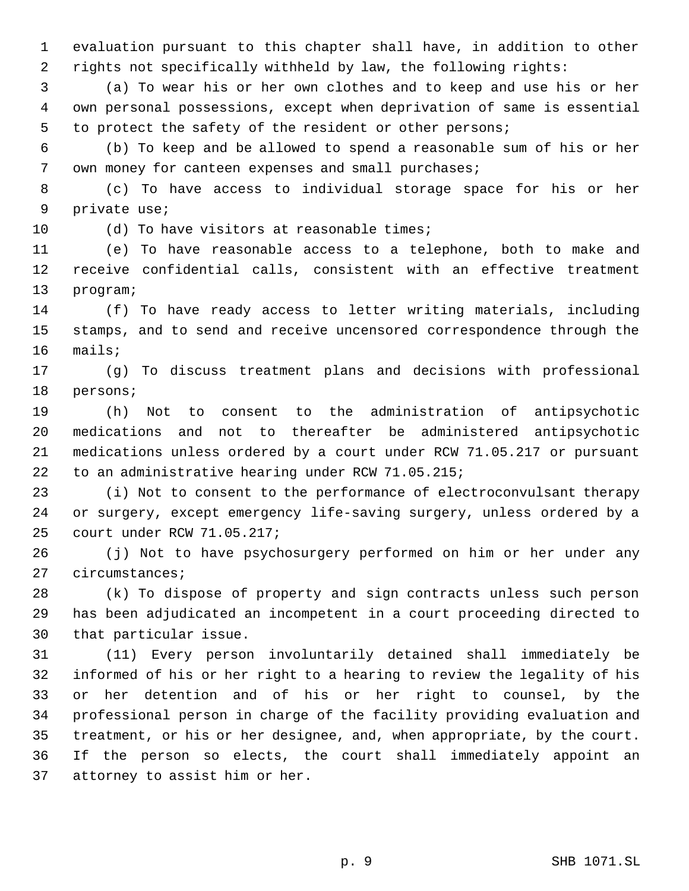evaluation pursuant to this chapter shall have, in addition to other rights not specifically withheld by law, the following rights:

(a) To wear his or her own clothes and to keep and use his or her own personal possessions, except when deprivation of same is essential to protect the safety of the resident or other persons;

(b) To keep and be allowed to spend a reasonable sum of his or her own money for canteen expenses and small purchases;

(c) To have access to individual storage space for his or her private use;

(d) To have visitors at reasonable times;

(e) To have reasonable access to a telephone, both to make and receive confidential calls, consistent with an effective treatment program;

(f) To have ready access to letter writing materials, including stamps, and to send and receive uncensored correspondence through the mails;

(g) To discuss treatment plans and decisions with professional persons;

(h) Not to consent to the administration of antipsychotic medications and not to thereafter be administered antipsychotic medications unless ordered by a court under RCW 71.05.217 or pursuant to an administrative hearing under RCW 71.05.215;

(i) Not to consent to the performance of electroconvulsant therapy or surgery, except emergency life-saving surgery, unless ordered by a court under RCW 71.05.217;

(j) Not to have psychosurgery performed on him or her under any circumstances;

(k) To dispose of property and sign contracts unless such person has been adjudicated an incompetent in a court proceeding directed to that particular issue.

(11) Every person involuntarily detained shall immediately be informed of his or her right to a hearing to review the legality of his or her detention and of his or her right to counsel, by the professional person in charge of the facility providing evaluation and treatment, or his or her designee, and, when appropriate, by the court. If the person so elects, the court shall immediately appoint an attorney to assist him or her.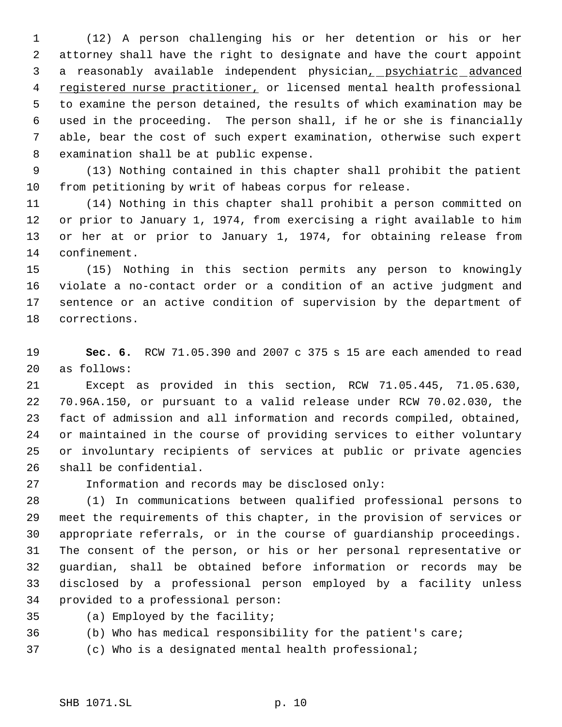(12) A person challenging his or her detention or his or her attorney shall have the right to designate and have the court appoint a reasonably available independent physician, psychiatric advanced registered nurse practitioner, or licensed mental health professional to examine the person detained, the results of which examination may be used in the proceeding. The person shall, if he or she is financially able, bear the cost of such expert examination, otherwise such expert examination shall be at public expense.

(13) Nothing contained in this chapter shall prohibit the patient from petitioning by writ of habeas corpus for release.

(14) Nothing in this chapter shall prohibit a person committed on or prior to January 1, 1974, from exercising a right available to him or her at or prior to January 1, 1974, for obtaining release from confinement.

(15) Nothing in this section permits any person to knowingly violate a no-contact order or a condition of an active judgment and sentence or an active condition of supervision by the department of corrections.

**Sec. 6.** RCW 71.05.390 and 2007 c 375 s 15 are each amended to read as follows:

Except as provided in this section, RCW 71.05.445, 71.05.630, 70.96A.150, or pursuant to a valid release under RCW 70.02.030, the fact of admission and all information and records compiled, obtained, or maintained in the course of providing services to either voluntary or involuntary recipients of services at public or private agencies shall be confidential.

Information and records may be disclosed only:

(1) In communications between qualified professional persons to meet the requirements of this chapter, in the provision of services or appropriate referrals, or in the course of guardianship proceedings. The consent of the person, or his or her personal representative or guardian, shall be obtained before information or records may be disclosed by a professional person employed by a facility unless provided to a professional person:

(a) Employed by the facility;

(b) Who has medical responsibility for the patient's care;

(c) Who is a designated mental health professional;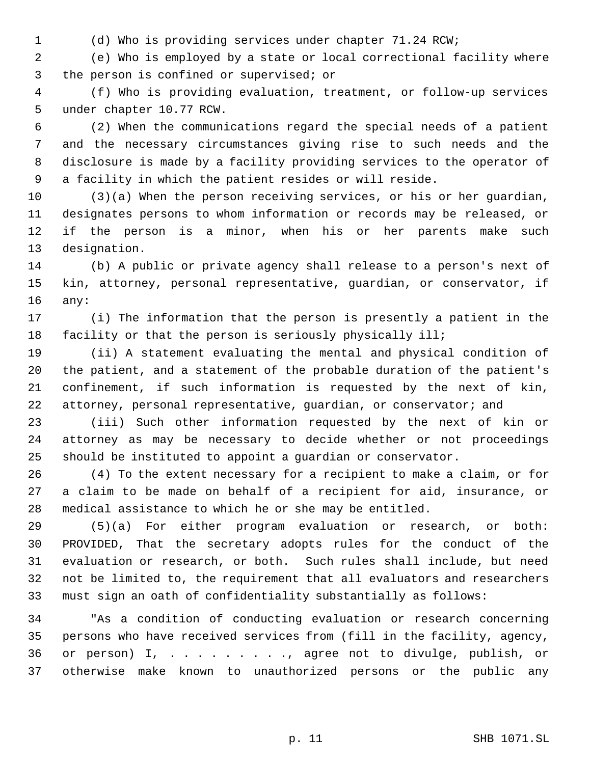(d) Who is providing services under chapter 71.24 RCW;

(e) Who is employed by a state or local correctional facility where the person is confined or supervised; or

(f) Who is providing evaluation, treatment, or follow-up services under chapter 10.77 RCW.

(2) When the communications regard the special needs of a patient and the necessary circumstances giving rise to such needs and the disclosure is made by a facility providing services to the operator of a facility in which the patient resides or will reside.

(3)(a) When the person receiving services, or his or her guardian, designates persons to whom information or records may be released, or if the person is a minor, when his or her parents make such designation.

(b) A public or private agency shall release to a person's next of kin, attorney, personal representative, guardian, or conservator, if any:

(i) The information that the person is presently a patient in the facility or that the person is seriously physically ill;

(ii) A statement evaluating the mental and physical condition of the patient, and a statement of the probable duration of the patient's confinement, if such information is requested by the next of kin, attorney, personal representative, guardian, or conservator; and

(iii) Such other information requested by the next of kin or attorney as may be necessary to decide whether or not proceedings should be instituted to appoint a guardian or conservator.

(4) To the extent necessary for a recipient to make a claim, or for a claim to be made on behalf of a recipient for aid, insurance, or medical assistance to which he or she may be entitled.

(5)(a) For either program evaluation or research, or both: PROVIDED, That the secretary adopts rules for the conduct of the evaluation or research, or both. Such rules shall include, but need not be limited to, the requirement that all evaluators and researchers must sign an oath of confidentiality substantially as follows:

"As a condition of conducting evaluation or research concerning persons who have received services from (fill in the facility, agency, or person) I, . . . . . . . . ., agree not to divulge, publish, or otherwise make known to unauthorized persons or the public any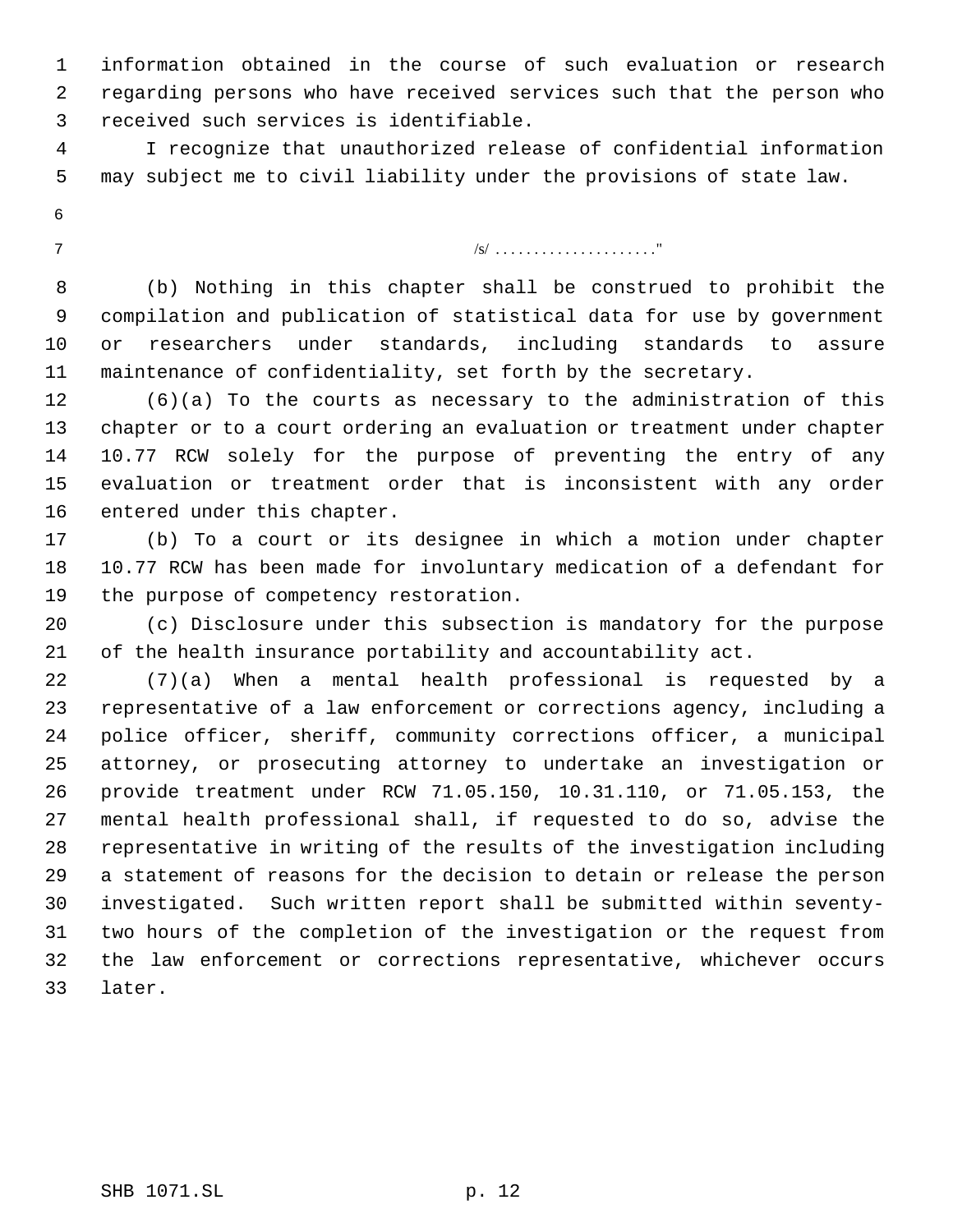information obtained in the course of such evaluation or research regarding persons who have received services such that the person who received such services is identifiable.

I recognize that unauthorized release of confidential information may subject me to civil liability under the provisions of state law.

/s/ . . . . . . . . . . . . . . . . . . . . ."

(b) Nothing in this chapter shall be construed to prohibit the compilation and publication of statistical data for use by government or researchers under standards, including standards to assure maintenance of confidentiality, set forth by the secretary.

(6)(a) To the courts as necessary to the administration of this chapter or to a court ordering an evaluation or treatment under chapter 10.77 RCW solely for the purpose of preventing the entry of any evaluation or treatment order that is inconsistent with any order entered under this chapter.

(b) To a court or its designee in which a motion under chapter 10.77 RCW has been made for involuntary medication of a defendant for the purpose of competency restoration.

(c) Disclosure under this subsection is mandatory for the purpose of the health insurance portability and accountability act.

(7)(a) When a mental health professional is requested by a representative of a law enforcement or corrections agency, including a police officer, sheriff, community corrections officer, a municipal attorney, or prosecuting attorney to undertake an investigation or provide treatment under RCW 71.05.150, 10.31.110, or 71.05.153, the mental health professional shall, if requested to do so, advise the representative in writing of the results of the investigation including a statement of reasons for the decision to detain or release the person investigated. Such written report shall be submitted within seventy-two hours of the completion of the investigation or the request from the law enforcement or corrections representative, whichever occurs later.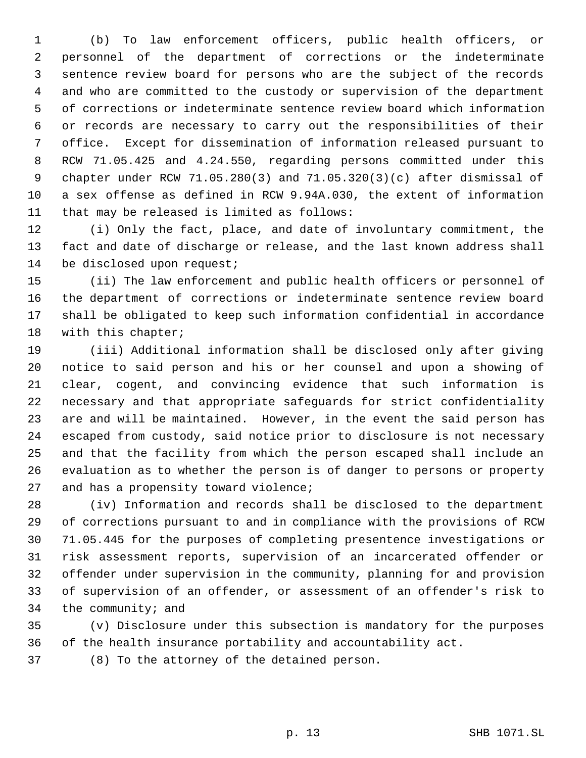(b) To law enforcement officers, public health officers, or personnel of the department of corrections or the indeterminate sentence review board for persons who are the subject of the records and who are committed to the custody or supervision of the department of corrections or indeterminate sentence review board which information or records are necessary to carry out the responsibilities of their office. Except for dissemination of information released pursuant to RCW 71.05.425 and 4.24.550, regarding persons committed under this chapter under RCW 71.05.280(3) and 71.05.320(3)(c) after dismissal of a sex offense as defined in RCW 9.94A.030, the extent of information that may be released is limited as follows:

(i) Only the fact, place, and date of involuntary commitment, the fact and date of discharge or release, and the last known address shall be disclosed upon request;

(ii) The law enforcement and public health officers or personnel of the department of corrections or indeterminate sentence review board shall be obligated to keep such information confidential in accordance with this chapter;

(iii) Additional information shall be disclosed only after giving notice to said person and his or her counsel and upon a showing of clear, cogent, and convincing evidence that such information is necessary and that appropriate safeguards for strict confidentiality are and will be maintained. However, in the event the said person has escaped from custody, said notice prior to disclosure is not necessary and that the facility from which the person escaped shall include an evaluation as to whether the person is of danger to persons or property and has a propensity toward violence;

(iv) Information and records shall be disclosed to the department of corrections pursuant to and in compliance with the provisions of RCW 71.05.445 for the purposes of completing presentence investigations or risk assessment reports, supervision of an incarcerated offender or offender under supervision in the community, planning for and provision of supervision of an offender, or assessment of an offender's risk to the community; and

(v) Disclosure under this subsection is mandatory for the purposes of the health insurance portability and accountability act.

(8) To the attorney of the detained person.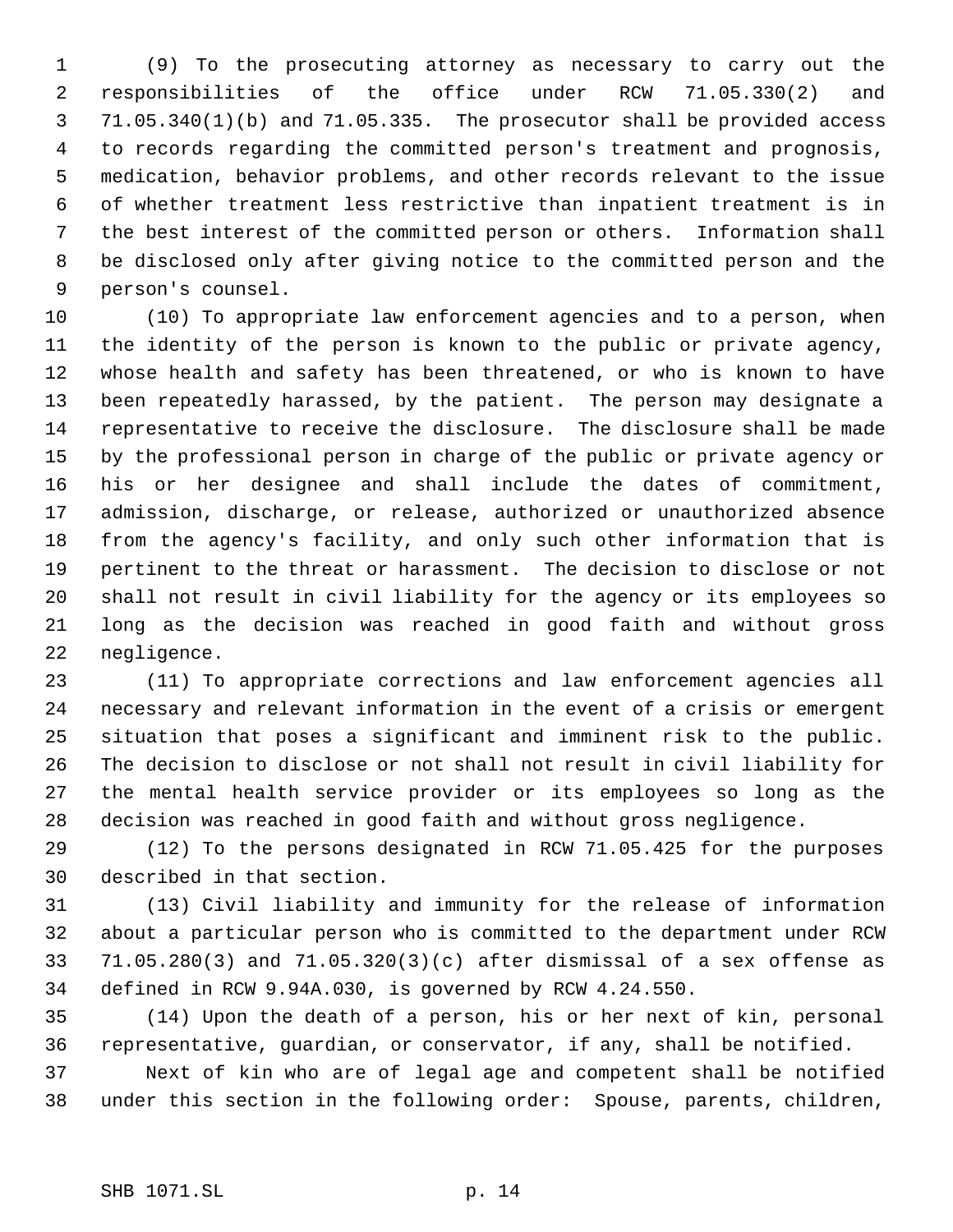(9) To the prosecuting attorney as necessary to carry out the responsibilities of the office under RCW 71.05.330(2) and 71.05.340(1)(b) and 71.05.335. The prosecutor shall be provided access to records regarding the committed person's treatment and prognosis, medication, behavior problems, and other records relevant to the issue of whether treatment less restrictive than inpatient treatment is in the best interest of the committed person or others. Information shall be disclosed only after giving notice to the committed person and the person's counsel.

(10) To appropriate law enforcement agencies and to a person, when the identity of the person is known to the public or private agency, whose health and safety has been threatened, or who is known to have been repeatedly harassed, by the patient. The person may designate a representative to receive the disclosure. The disclosure shall be made by the professional person in charge of the public or private agency or his or her designee and shall include the dates of commitment, admission, discharge, or release, authorized or unauthorized absence from the agency's facility, and only such other information that is pertinent to the threat or harassment. The decision to disclose or not shall not result in civil liability for the agency or its employees so long as the decision was reached in good faith and without gross negligence.

(11) To appropriate corrections and law enforcement agencies all necessary and relevant information in the event of a crisis or emergent situation that poses a significant and imminent risk to the public. The decision to disclose or not shall not result in civil liability for the mental health service provider or its employees so long as the decision was reached in good faith and without gross negligence.

(12) To the persons designated in RCW 71.05.425 for the purposes described in that section.

(13) Civil liability and immunity for the release of information about a particular person who is committed to the department under RCW 71.05.280(3) and 71.05.320(3)(c) after dismissal of a sex offense as defined in RCW 9.94A.030, is governed by RCW 4.24.550.

(14) Upon the death of a person, his or her next of kin, personal representative, guardian, or conservator, if any, shall be notified.

Next of kin who are of legal age and competent shall be notified under this section in the following order: Spouse, parents, children,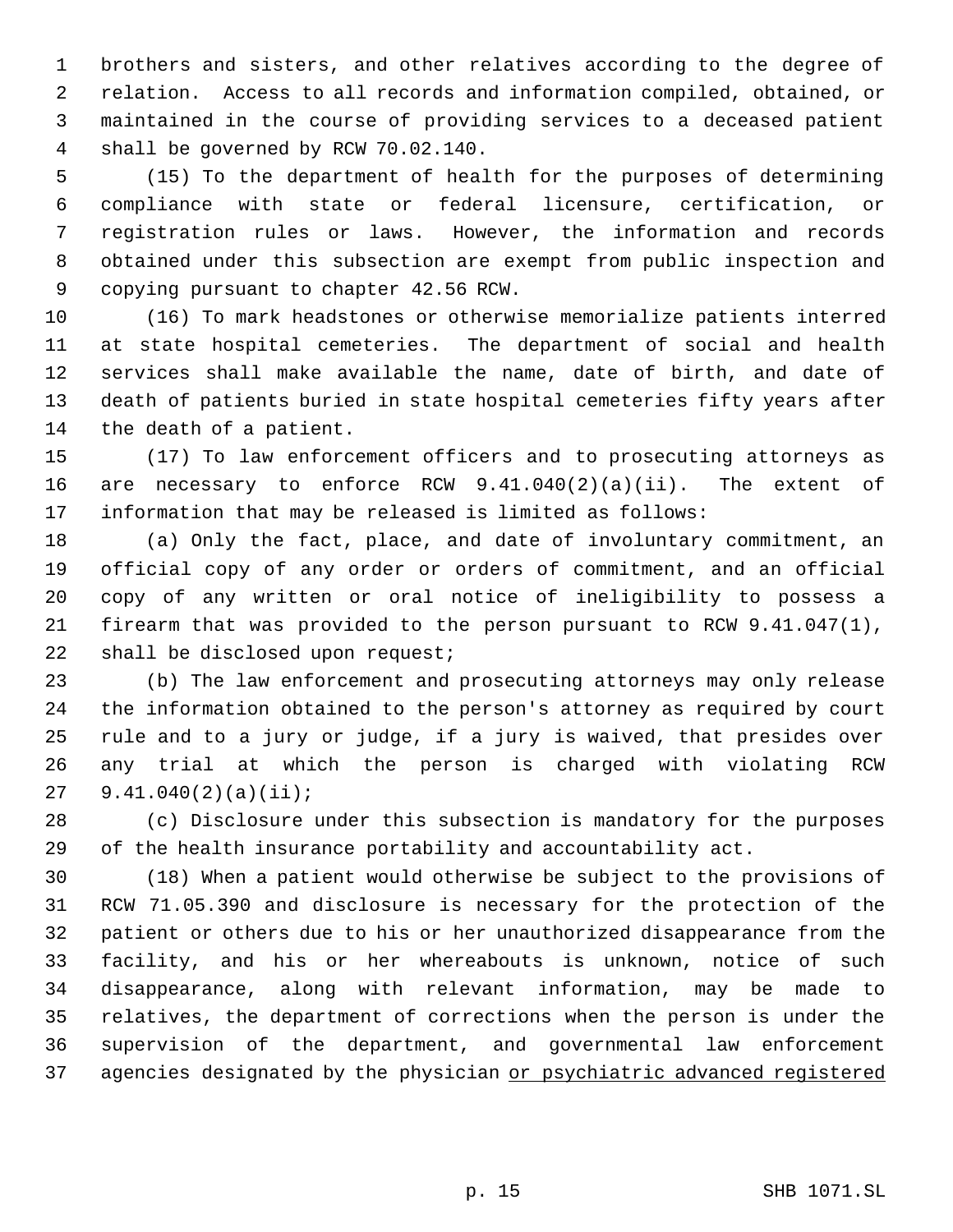brothers and sisters, and other relatives according to the degree of relation. Access to all records and information compiled, obtained, or maintained in the course of providing services to a deceased patient shall be governed by RCW 70.02.140.

(15) To the department of health for the purposes of determining compliance with state or federal licensure, certification, or registration rules or laws. However, the information and records obtained under this subsection are exempt from public inspection and copying pursuant to chapter 42.56 RCW.

(16) To mark headstones or otherwise memorialize patients interred at state hospital cemeteries. The department of social and health services shall make available the name, date of birth, and date of death of patients buried in state hospital cemeteries fifty years after the death of a patient.

(17) To law enforcement officers and to prosecuting attorneys as are necessary to enforce RCW 9.41.040(2)(a)(ii). The extent of information that may be released is limited as follows:

(a) Only the fact, place, and date of involuntary commitment, an official copy of any order or orders of commitment, and an official copy of any written or oral notice of ineligibility to possess a firearm that was provided to the person pursuant to RCW 9.41.047(1), shall be disclosed upon request;

(b) The law enforcement and prosecuting attorneys may only release the information obtained to the person's attorney as required by court rule and to a jury or judge, if a jury is waived, that presides over any trial at which the person is charged with violating RCW 9.41.040(2)(a)(ii);

(c) Disclosure under this subsection is mandatory for the purposes of the health insurance portability and accountability act.

(18) When a patient would otherwise be subject to the provisions of RCW 71.05.390 and disclosure is necessary for the protection of the patient or others due to his or her unauthorized disappearance from the facility, and his or her whereabouts is unknown, notice of such disappearance, along with relevant information, may be made to relatives, the department of corrections when the person is under the supervision of the department, and governmental law enforcement agencies designated by the physician <u>or psychiatric advanced registered</u>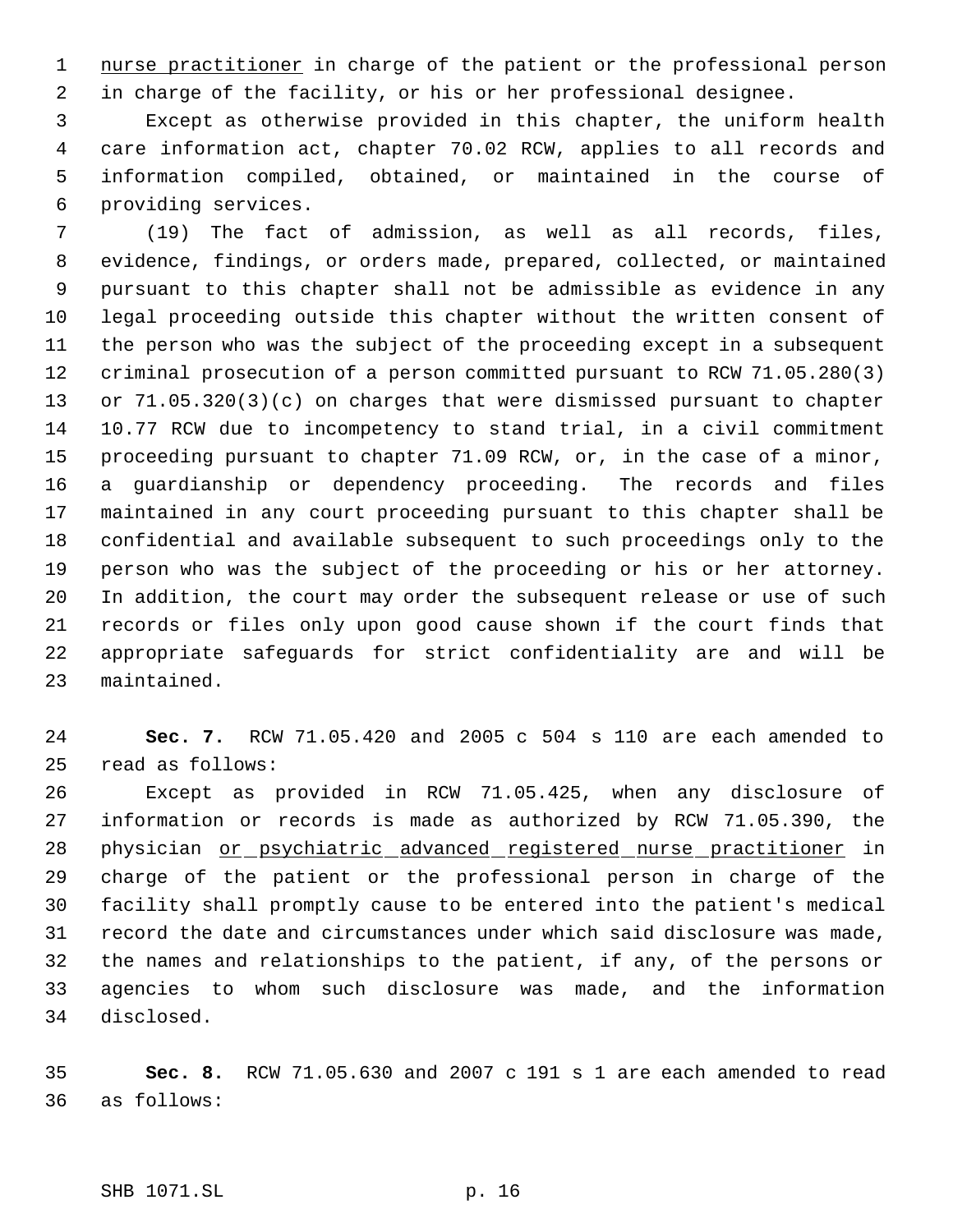nurse practitioner in charge of the patient or the professional person in charge of the facility, or his or her professional designee.

Except as otherwise provided in this chapter, the uniform health care information act, chapter 70.02 RCW, applies to all records and information compiled, obtained, or maintained in the course of providing services.

(19) The fact of admission, as well as all records, files, evidence, findings, or orders made, prepared, collected, or maintained pursuant to this chapter shall not be admissible as evidence in any legal proceeding outside this chapter without the written consent of the person who was the subject of the proceeding except in a subsequent criminal prosecution of a person committed pursuant to RCW 71.05.280(3) or 71.05.320(3)(c) on charges that were dismissed pursuant to chapter 10.77 RCW due to incompetency to stand trial, in a civil commitment proceeding pursuant to chapter 71.09 RCW, or, in the case of a minor, a guardianship or dependency proceeding. The records and files maintained in any court proceeding pursuant to this chapter shall be confidential and available subsequent to such proceedings only to the person who was the subject of the proceeding or his or her attorney. In addition, the court may order the subsequent release or use of such records or files only upon good cause shown if the court finds that appropriate safeguards for strict confidentiality are and will be maintained.

**Sec. 7.** RCW 71.05.420 and 2005 c 504 s 110 are each amended to read as follows:

Except as provided in RCW 71.05.425, when any disclosure of information or records is made as authorized by RCW 71.05.390, the physician or psychiatric advanced registered nurse practitioner in charge of the patient or the professional person in charge of the facility shall promptly cause to be entered into the patient's medical record the date and circumstances under which said disclosure was made, the names and relationships to the patient, if any, of the persons or agencies to whom such disclosure was made, and the information disclosed.

**Sec. 8.** RCW 71.05.630 and 2007 c 191 s 1 are each amended to read as follows: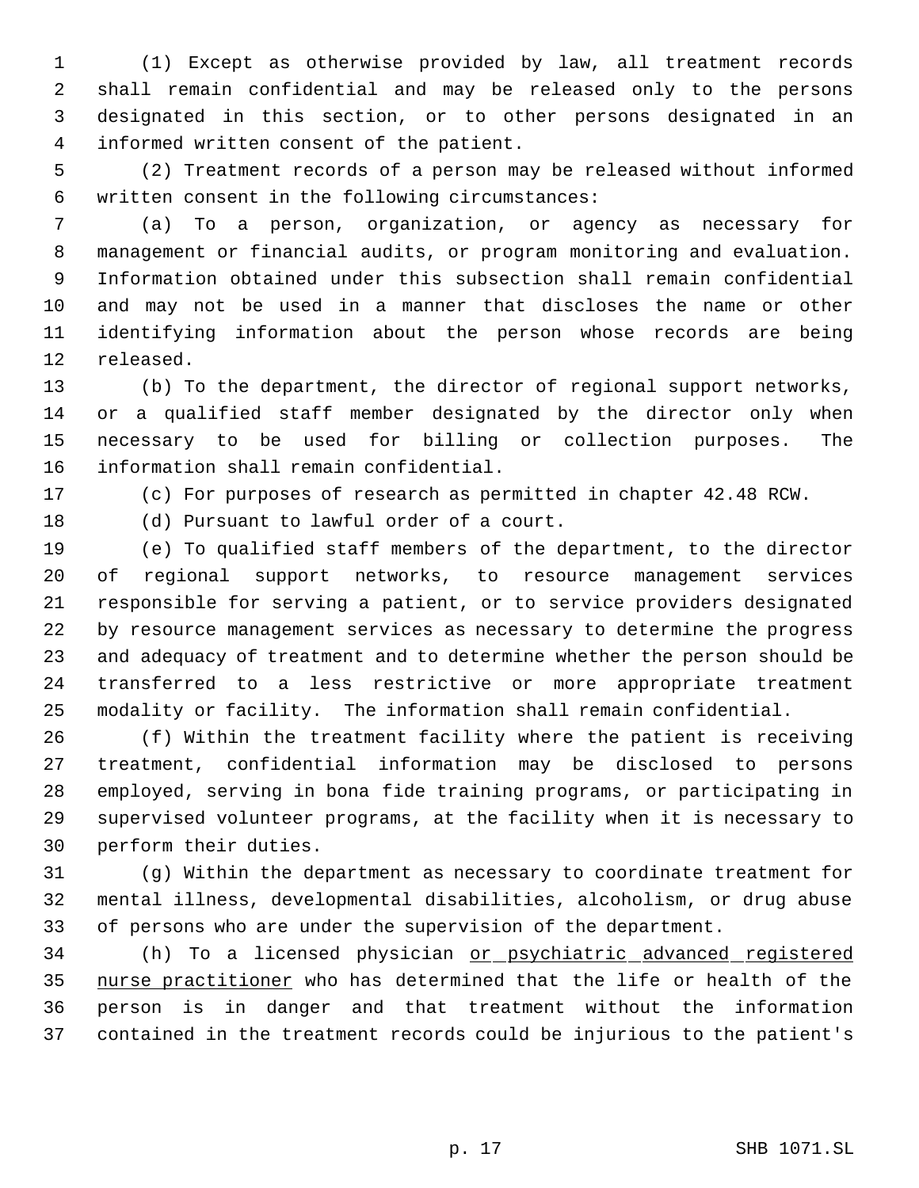(1) Except as otherwise provided by law, all treatment records shall remain confidential and may be released only to the persons designated in this section, or to other persons designated in an informed written consent of the patient.

(2) Treatment records of a person may be released without informed written consent in the following circumstances:

(a) To a person, organization, or agency as necessary for management or financial audits, or program monitoring and evaluation. Information obtained under this subsection shall remain confidential and may not be used in a manner that discloses the name or other identifying information about the person whose records are being released.

(b) To the department, the director of regional support networks, or a qualified staff member designated by the director only when necessary to be used for billing or collection purposes. The information shall remain confidential.

(c) For purposes of research as permitted in chapter 42.48 RCW.

(d) Pursuant to lawful order of a court.

(e) To qualified staff members of the department, to the director of regional support networks, to resource management services responsible for serving a patient, or to service providers designated by resource management services as necessary to determine the progress and adequacy of treatment and to determine whether the person should be transferred to a less restrictive or more appropriate treatment modality or facility. The information shall remain confidential.

(f) Within the treatment facility where the patient is receiving treatment, confidential information may be disclosed to persons employed, serving in bona fide training programs, or participating in supervised volunteer programs, at the facility when it is necessary to perform their duties.

(g) Within the department as necessary to coordinate treatment for mental illness, developmental disabilities, alcoholism, or drug abuse of persons who are under the supervision of the department.

(h) To a licensed physician <u>or psychiatric advanced registered nurse practitioner</u> who has determined that the life or health of the person is in danger and that treatment without the information contained in the treatment records could be injurious to the patient's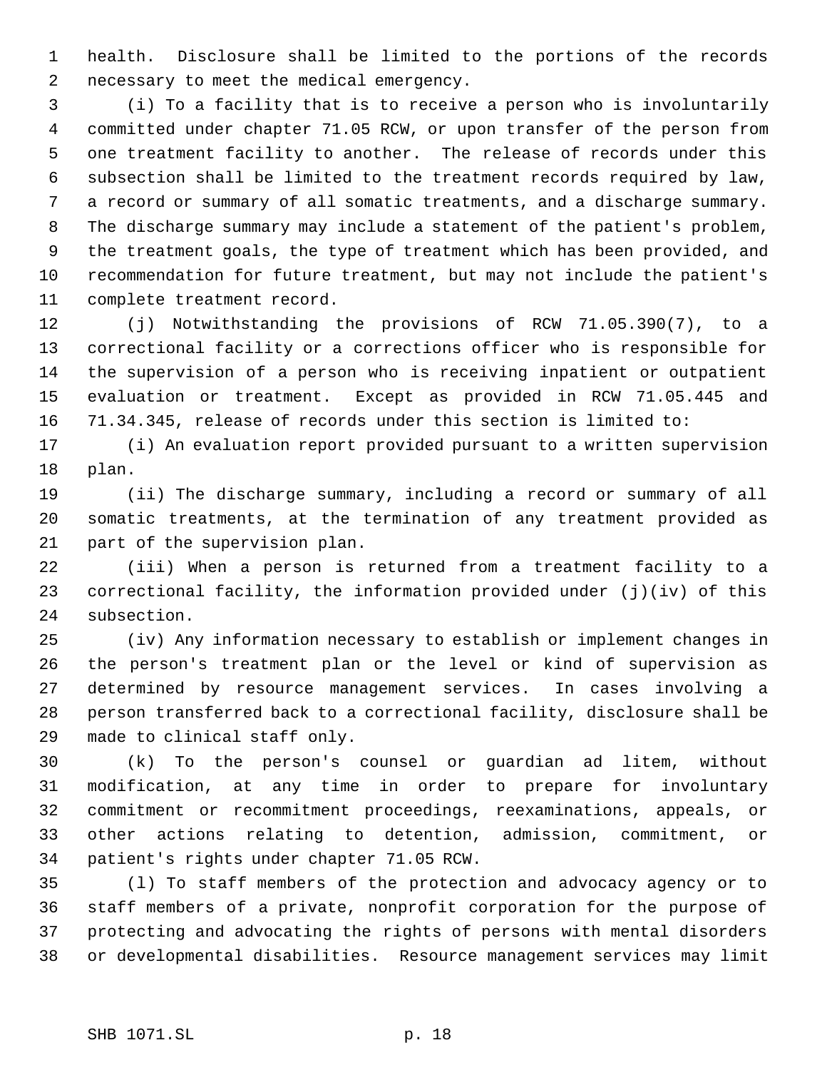health. Disclosure shall be limited to the portions of the records necessary to meet the medical emergency.

(i) To a facility that is to receive a person who is involuntarily committed under chapter 71.05 RCW, or upon transfer of the person from one treatment facility to another. The release of records under this subsection shall be limited to the treatment records required by law, a record or summary of all somatic treatments, and a discharge summary. The discharge summary may include a statement of the patient's problem, the treatment goals, the type of treatment which has been provided, and recommendation for future treatment, but may not include the patient's complete treatment record.

(j) Notwithstanding the provisions of RCW 71.05.390(7), to a correctional facility or a corrections officer who is responsible for the supervision of a person who is receiving inpatient or outpatient evaluation or treatment. Except as provided in RCW 71.05.445 and 71.34.345, release of records under this section is limited to:

(i) An evaluation report provided pursuant to a written supervision plan.

(ii) The discharge summary, including a record or summary of all somatic treatments, at the termination of any treatment provided as part of the supervision plan.

(iii) When a person is returned from a treatment facility to a correctional facility, the information provided under (j)(iv) of this subsection.

(iv) Any information necessary to establish or implement changes in the person's treatment plan or the level or kind of supervision as determined by resource management services. In cases involving a person transferred back to a correctional facility, disclosure shall be made to clinical staff only.

(k) To the person's counsel or guardian ad litem, without modification, at any time in order to prepare for involuntary commitment or recommitment proceedings, reexaminations, appeals, or other actions relating to detention, admission, commitment, or patient's rights under chapter 71.05 RCW.

(l) To staff members of the protection and advocacy agency or to staff members of a private, nonprofit corporation for the purpose of protecting and advocating the rights of persons with mental disorders or developmental disabilities. Resource management services may limit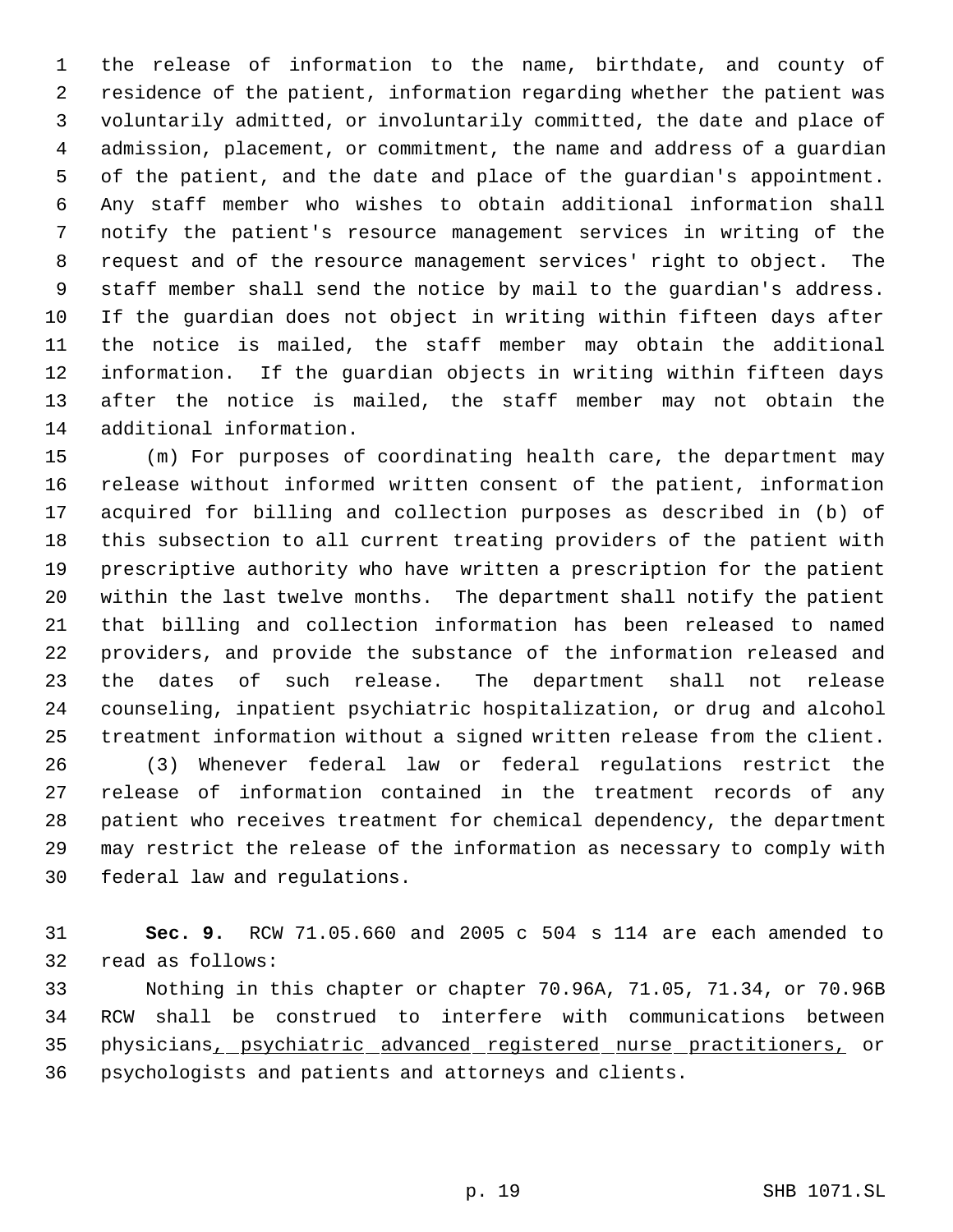the release of information to the name, birthdate, and county of residence of the patient, information regarding whether the patient was voluntarily admitted, or involuntarily committed, the date and place of admission, placement, or commitment, the name and address of a guardian of the patient, and the date and place of the guardian's appointment. Any staff member who wishes to obtain additional information shall notify the patient's resource management services in writing of the request and of the resource management services' right to object. The staff member shall send the notice by mail to the guardian's address. If the guardian does not object in writing within fifteen days after the notice is mailed, the staff member may obtain the additional information. If the guardian objects in writing within fifteen days after the notice is mailed, the staff member may not obtain the additional information.

(m) For purposes of coordinating health care, the department may release without informed written consent of the patient, information acquired for billing and collection purposes as described in (b) of this subsection to all current treating providers of the patient with prescriptive authority who have written a prescription for the patient within the last twelve months. The department shall notify the patient that billing and collection information has been released to named providers, and provide the substance of the information released and the dates of such release. The department shall not release counseling, inpatient psychiatric hospitalization, or drug and alcohol treatment information without a signed written release from the client.

(3) Whenever federal law or federal regulations restrict the release of information contained in the treatment records of any patient who receives treatment for chemical dependency, the department may restrict the release of the information as necessary to comply with federal law and regulations.

**Sec. 9.** RCW 71.05.660 and 2005 c 504 s 114 are each amended to read as follows:

Nothing in this chapter or chapter 70.96A, 71.05, 71.34, or 70.96B RCW shall be construed to interfere with communications between physicians<u>, psychiatric advanced registered nurse practitioners,</u> or psychologists and patients and attorneys and clients.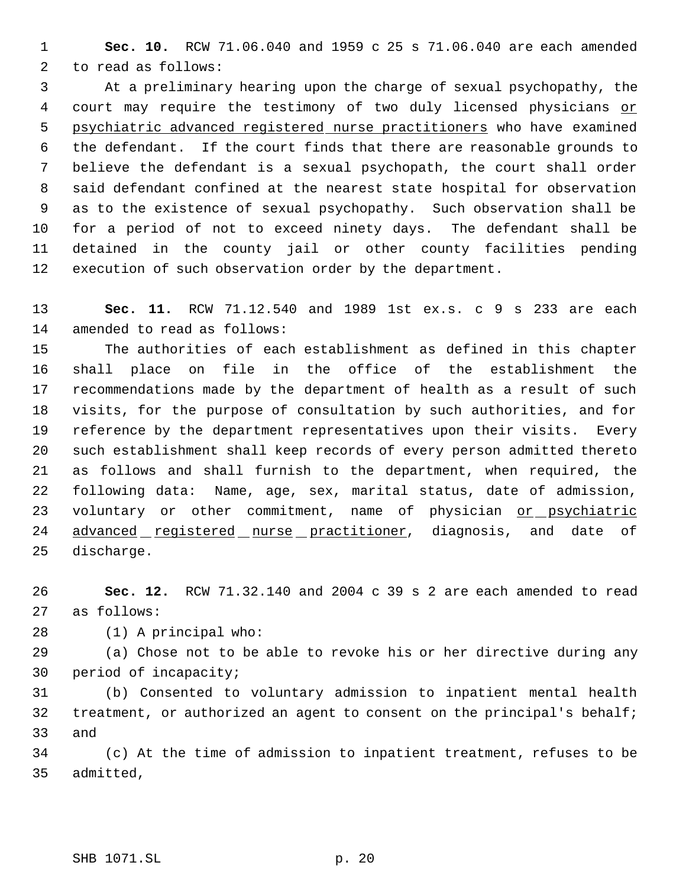**Sec. 10.** RCW 71.06.040 and 1959 c 25 s 71.06.040 are each amended to read as follows:

At a preliminary hearing upon the charge of sexual psychopathy, the court may require the testimony of two duly licensed physicians <u>or psychiatric advanced registered nurse practitioners</u> who have examined the defendant. If the court finds that there are reasonable grounds to believe the defendant is a sexual psychopath, the court shall order said defendant confined at the nearest state hospital for observation as to the existence of sexual psychopathy. Such observation shall be for a period of not to exceed ninety days. The defendant shall be detained in the county jail or other county facilities pending execution of such observation order by the department.

**Sec. 11.** RCW 71.12.540 and 1989 1st ex.s. c 9 s 233 are each amended to read as follows:

The authorities of each establishment as defined in this chapter shall place on file in the office of the establishment the recommendations made by the department of health as a result of such visits, for the purpose of consultation by such authorities, and for reference by the department representatives upon their visits. Every such establishment shall keep records of every person admitted thereto as follows and shall furnish to the department, when required, the following data: Name, age, sex, marital status, date of admission, voluntary or other commitment, name of physician <u>or psychiatric advanced registered nurse practitioner</u>, diagnosis, and date of discharge.

**Sec. 12.** RCW 71.32.140 and 2004 c 39 s 2 are each amended to read as follows:

(1) A principal who:

(a) Chose not to be able to revoke his or her directive during any period of incapacity;

(b) Consented to voluntary admission to inpatient mental health treatment, or authorized an agent to consent on the principal's behalf; and

(c) At the time of admission to inpatient treatment, refuses to be admitted,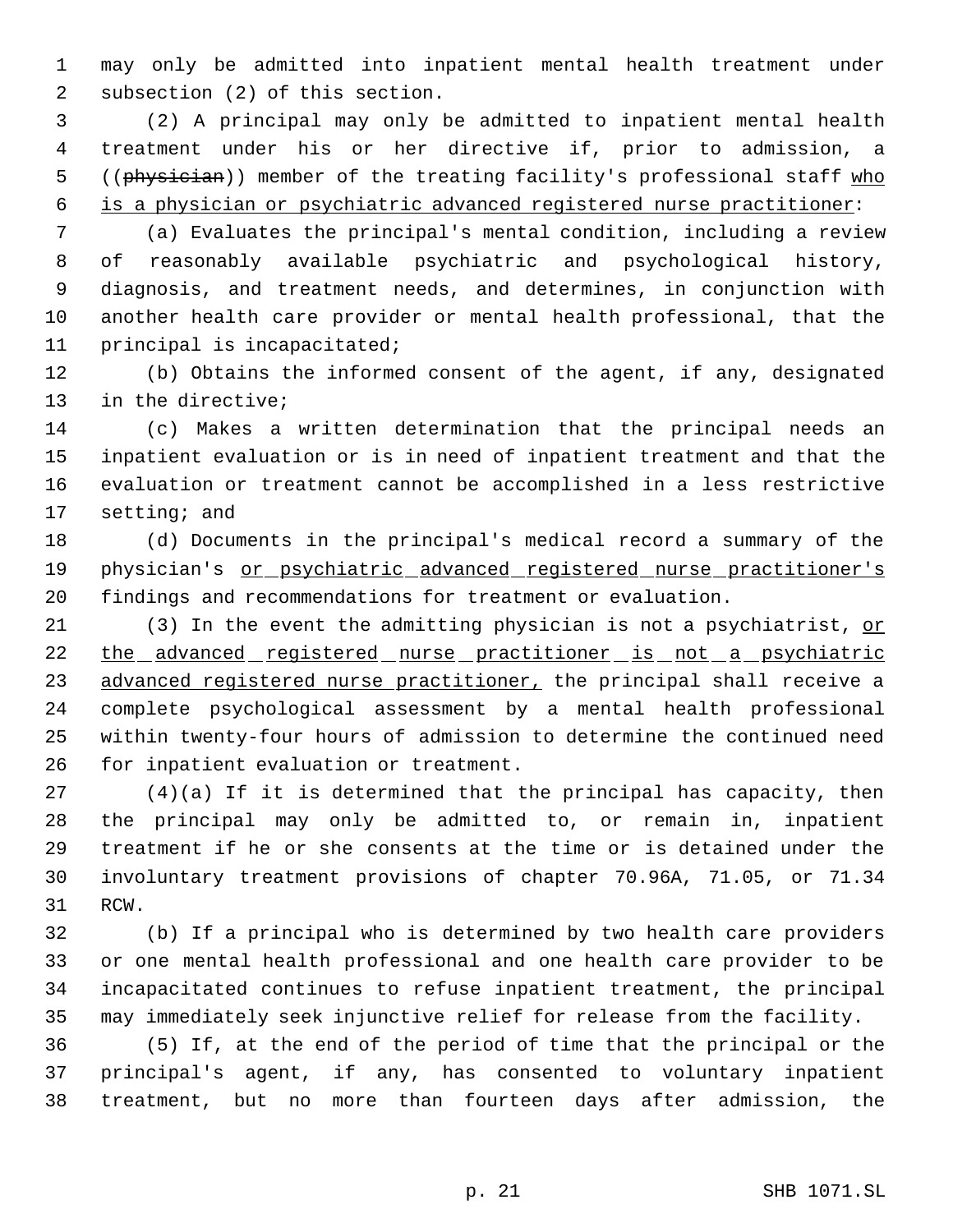may only be admitted into inpatient mental health treatment under subsection (2) of this section.

(2) A principal may only be admitted to inpatient mental health treatment under his or her directive if, prior to admission, a ((~~physician~~)) member of the treating facility's professional staff <u>who is a physician or psychiatric advanced registered nurse practitioner</u>:

(a) Evaluates the principal's mental condition, including a review of reasonably available psychiatric and psychological history, diagnosis, and treatment needs, and determines, in conjunction with another health care provider or mental health professional, that the principal is incapacitated;

(b) Obtains the informed consent of the agent, if any, designated in the directive;

(c) Makes a written determination that the principal needs an inpatient evaluation or is in need of inpatient treatment and that the evaluation or treatment cannot be accomplished in a less restrictive setting; and

(d) Documents in the principal's medical record a summary of the physician's <u>or psychiatric advanced registered nurse practitioner's</u> findings and recommendations for treatment or evaluation.

(3) In the event the admitting physician is not a psychiatrist, <u>or the advanced registered nurse practitioner is not a psychiatric advanced registered nurse practitioner,</u> the principal shall receive a complete psychological assessment by a mental health professional within twenty-four hours of admission to determine the continued need for inpatient evaluation or treatment.

(4)(a) If it is determined that the principal has capacity, then the principal may only be admitted to, or remain in, inpatient treatment if he or she consents at the time or is detained under the involuntary treatment provisions of chapter 70.96A, 71.05, or 71.34 RCW.

(b) If a principal who is determined by two health care providers or one mental health professional and one health care provider to be incapacitated continues to refuse inpatient treatment, the principal may immediately seek injunctive relief for release from the facility.

(5) If, at the end of the period of time that the principal or the principal's agent, if any, has consented to voluntary inpatient treatment, but no more than fourteen days after admission, the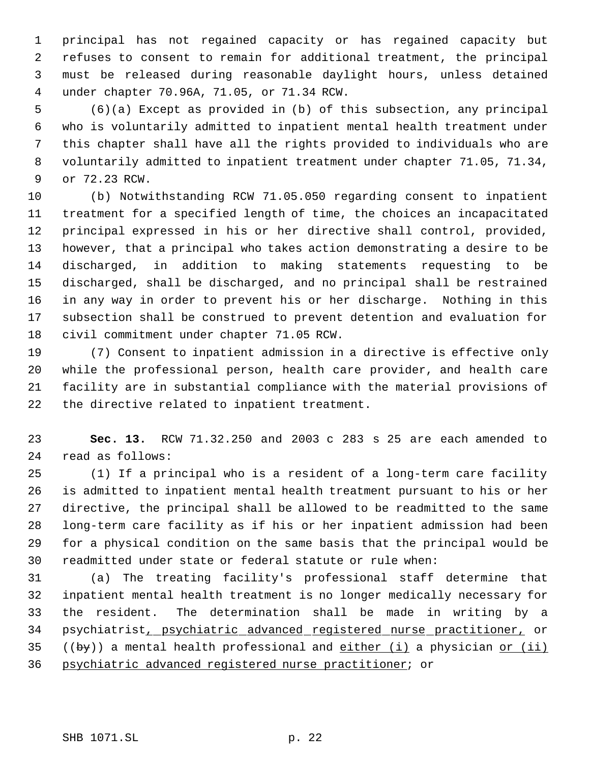principal has not regained capacity or has regained capacity but refuses to consent to remain for additional treatment, the principal must be released during reasonable daylight hours, unless detained under chapter 70.96A, 71.05, or 71.34 RCW.

(6)(a) Except as provided in (b) of this subsection, any principal who is voluntarily admitted to inpatient mental health treatment under this chapter shall have all the rights provided to individuals who are voluntarily admitted to inpatient treatment under chapter 71.05, 71.34, or 72.23 RCW.

(b) Notwithstanding RCW 71.05.050 regarding consent to inpatient treatment for a specified length of time, the choices an incapacitated principal expressed in his or her directive shall control, provided, however, that a principal who takes action demonstrating a desire to be discharged, in addition to making statements requesting to be discharged, shall be discharged, and no principal shall be restrained in any way in order to prevent his or her discharge. Nothing in this subsection shall be construed to prevent detention and evaluation for civil commitment under chapter 71.05 RCW.

(7) Consent to inpatient admission in a directive is effective only while the professional person, health care provider, and health care facility are in substantial compliance with the material provisions of the directive related to inpatient treatment.

**Sec. 13.** RCW 71.32.250 and 2003 c 283 s 25 are each amended to read as follows:

(1) If a principal who is a resident of a long-term care facility is admitted to inpatient mental health treatment pursuant to his or her directive, the principal shall be allowed to be readmitted to the same long-term care facility as if his or her inpatient admission had been for a physical condition on the same basis that the principal would be readmitted under state or federal statute or rule when:

(a) The treating facility's professional staff determine that inpatient mental health treatment is no longer medically necessary for the resident. The determination shall be made in writing by a psychiatrist, psychiatric advanced registered nurse practitioner, or ((by)) a mental health professional and either (i) a physician or (ii) psychiatric advanced registered nurse practitioner; or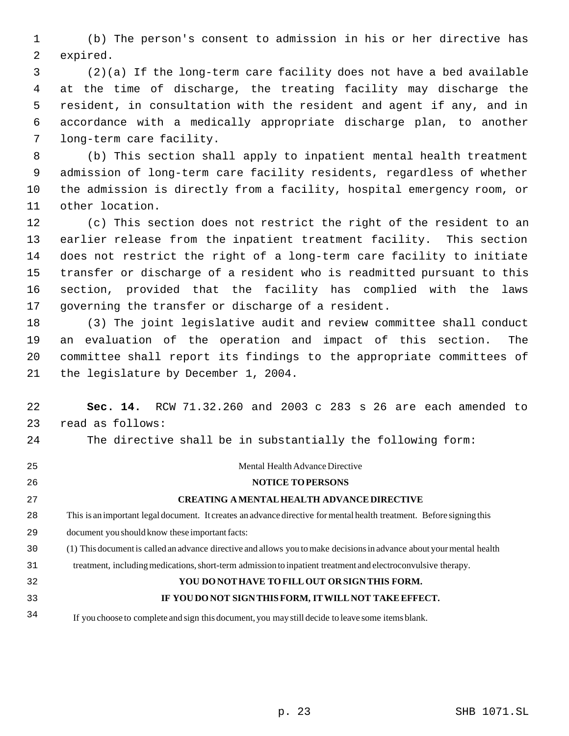(b) The person's consent to admission in his or her directive has expired.

(2)(a) If the long-term care facility does not have a bed available at the time of discharge, the treating facility may discharge the resident, in consultation with the resident and agent if any, and in accordance with a medically appropriate discharge plan, to another long-term care facility.

(b) This section shall apply to inpatient mental health treatment admission of long-term care facility residents, regardless of whether the admission is directly from a facility, hospital emergency room, or other location.

(c) This section does not restrict the right of the resident to an earlier release from the inpatient treatment facility. This section does not restrict the right of a long-term care facility to initiate transfer or discharge of a resident who is readmitted pursuant to this section, provided that the facility has complied with the laws governing the transfer or discharge of a resident.

(3) The joint legislative audit and review committee shall conduct an evaluation of the operation and impact of this section. The committee shall report its findings to the appropriate committees of the legislature by December 1, 2004.

**Sec. 14.** RCW 71.32.260 and 2003 c 283 s 26 are each amended to read as follows:

The directive shall be in substantially the following form:

Mental Health Advance Directive

**NOTICE TO PERSONS**

**CREATING A MENTAL HEALTH ADVANCE DIRECTIVE**

This is an important legal document. It creates an advance directive for mental health treatment. Before signing this document you should know these important facts:

(1) This document is called an advance directive and allows you to make decisions in advance about your mental health treatment, including medications, short-term admission to inpatient treatment and electroconvulsive therapy.

**YOU DO NOT HAVE TO FILL OUT OR SIGN THIS FORM.**

**IF YOU DO NOT SIGN THIS FORM, IT WILL NOT TAKE EFFECT.**

If you choose to complete and sign this document, you may still decide to leave some items blank.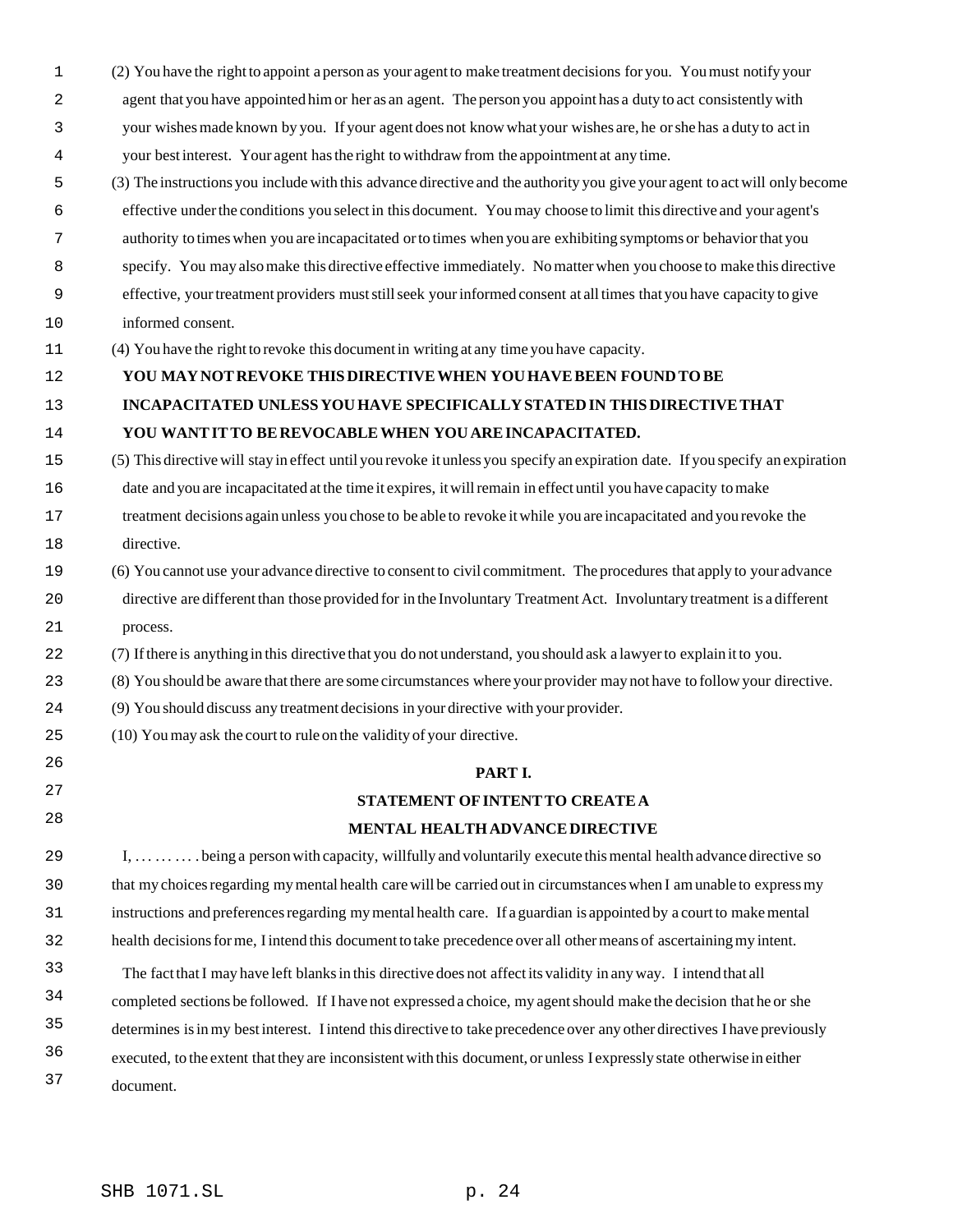(2) You have the right to appoint a person as your agent to make treatment decisions for you. You must notify your agent that you have appointed him or her as an agent. The person you appoint has a duty to act consistently with your wishes made known by you. If your agent does not know what your wishes are, he or she has a duty to act in your best interest. Your agent has the right to withdraw from the appointment at any time.

(3) The instructions you include with this advance directive and the authority you give your agent to act will only become effective under the conditions you select in this document. You may choose to limit this directive and your agent's authority to times when you are incapacitated or to times when you are exhibiting symptoms or behavior that you specify. You may also make this directive effective immediately. No matter when you choose to make this directive effective, your treatment providers must still seek your informed consent at all times that you have capacity to give informed consent.

(4) You have the right to revoke this document in writing at any time you have capacity.

**YOU MAY NOT REVOKE THIS DIRECTIVE WHEN YOU HAVE BEEN FOUND TO BE INCAPACITATED UNLESS YOU HAVE SPECIFICALLY STATED IN THIS DIRECTIVE THAT YOU WANT IT TO BE REVOCABLE WHEN YOU ARE INCAPACITATED.**

(5) This directive will stay in effect until you revoke it unless you specify an expiration date. If you specify an expiration date and you are incapacitated at the time it expires, it will remain in effect until you have capacity to make treatment decisions again unless you chose to be able to revoke it while you are incapacitated and you revoke the directive.

(6) You cannot use your advance directive to consent to civil commitment. The procedures that apply to your advance directive are different than those provided for in the Involuntary Treatment Act. Involuntary treatment is a different process.

(7) If there is anything in this directive that you do not understand, you should ask a lawyer to explain it to you.

(8) You should be aware that there are some circumstances where your provider may not have to follow your directive.

(9) You should discuss any treatment decisions in your directive with your provider.

(10) You may ask the court to rule on the validity of your directive.

**PART I.**

**STATEMENT OF INTENT TO CREATE A MENTAL HEALTH ADVANCE DIRECTIVE**

I, . . . . . . . . . being a person with capacity, willfully and voluntarily execute this mental health advance directive so that my choices regarding my mental health care will be carried out in circumstances when I am unable to express my instructions and preferences regarding my mental health care. If a guardian is appointed by a court to make mental health decisions for me, I intend this document to take precedence over all other means of ascertaining my intent.

The fact that I may have left blanks in this directive does not affect its validity in any way. I intend that all completed sections be followed. If I have not expressed a choice, my agent should make the decision that he or she determines is in my best interest. I intend this directive to take precedence over any other directives I have previously executed, to the extent that they are inconsistent with this document, or unless I expressly state otherwise in either document.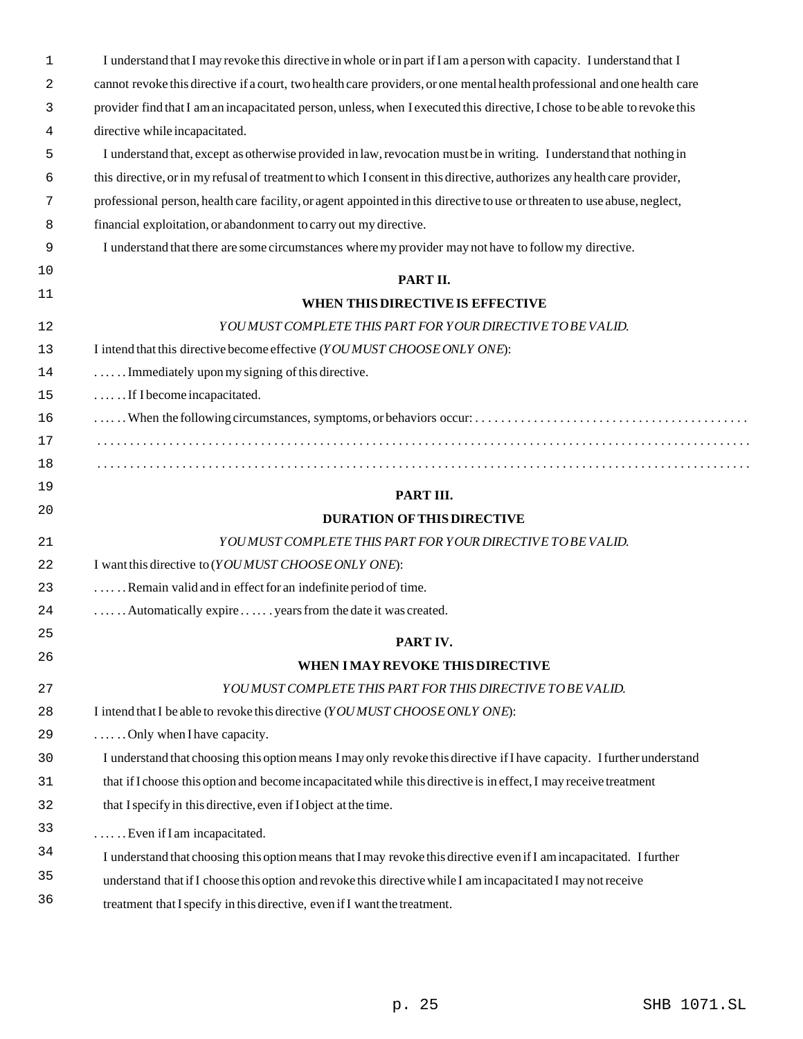I understand that I may revoke this directive in whole or in part if I am a person with capacity. I understand that I cannot revoke this directive if a court, two health care providers, or one mental health professional and one health care provider find that I am an incapacitated person, unless, when I executed this directive, I chose to be able to revoke this directive while incapacitated.

I understand that, except as otherwise provided in law, revocation must be in writing. I understand that nothing in this directive, or in my refusal of treatment to which I consent in this directive, authorizes any health care provider, professional person, health care facility, or agent appointed in this directive to use or threaten to use abuse, neglect, financial exploitation, or abandonment to carry out my directive.

I understand that there are some circumstances where my provider may not have to follow my directive.

## PART II.
## WHEN THIS DIRECTIVE IS EFFECTIVE

*YOU MUST COMPLETE THIS PART FOR YOUR DIRECTIVE TO BE VALID.*

I intend that this directive become effective (*YOU MUST CHOOSE ONLY ONE*):

...... Immediately upon my signing of this directive.

...... If I become incapacitated.

...... When the following circumstances, symptoms, or behaviors occur: ..........................................

..................................................................................................

..................................................................................................

## PART III.
## DURATION OF THIS DIRECTIVE

*YOU MUST COMPLETE THIS PART FOR YOUR DIRECTIVE TO BE VALID.*

I want this directive to (*YOU MUST CHOOSE ONLY ONE*):

...... Remain valid and in effect for an indefinite period of time.

...... Automatically expire ...... years from the date it was created.

## PART IV.
## WHEN I MAY REVOKE THIS DIRECTIVE

*YOU MUST COMPLETE THIS PART FOR THIS DIRECTIVE TO BE VALID.*

I intend that I be able to revoke this directive (*YOU MUST CHOOSE ONLY ONE*):

...... Only when I have capacity.

I understand that choosing this option means I may only revoke this directive if I have capacity. I further understand that if I choose this option and become incapacitated while this directive is in effect, I may receive treatment that I specify in this directive, even if I object at the time.

...... Even if I am incapacitated.

I understand that choosing this option means that I may revoke this directive even if I am incapacitated. I further understand that if I choose this option and revoke this directive while I am incapacitated I may not receive treatment that I specify in this directive, even if I want the treatment.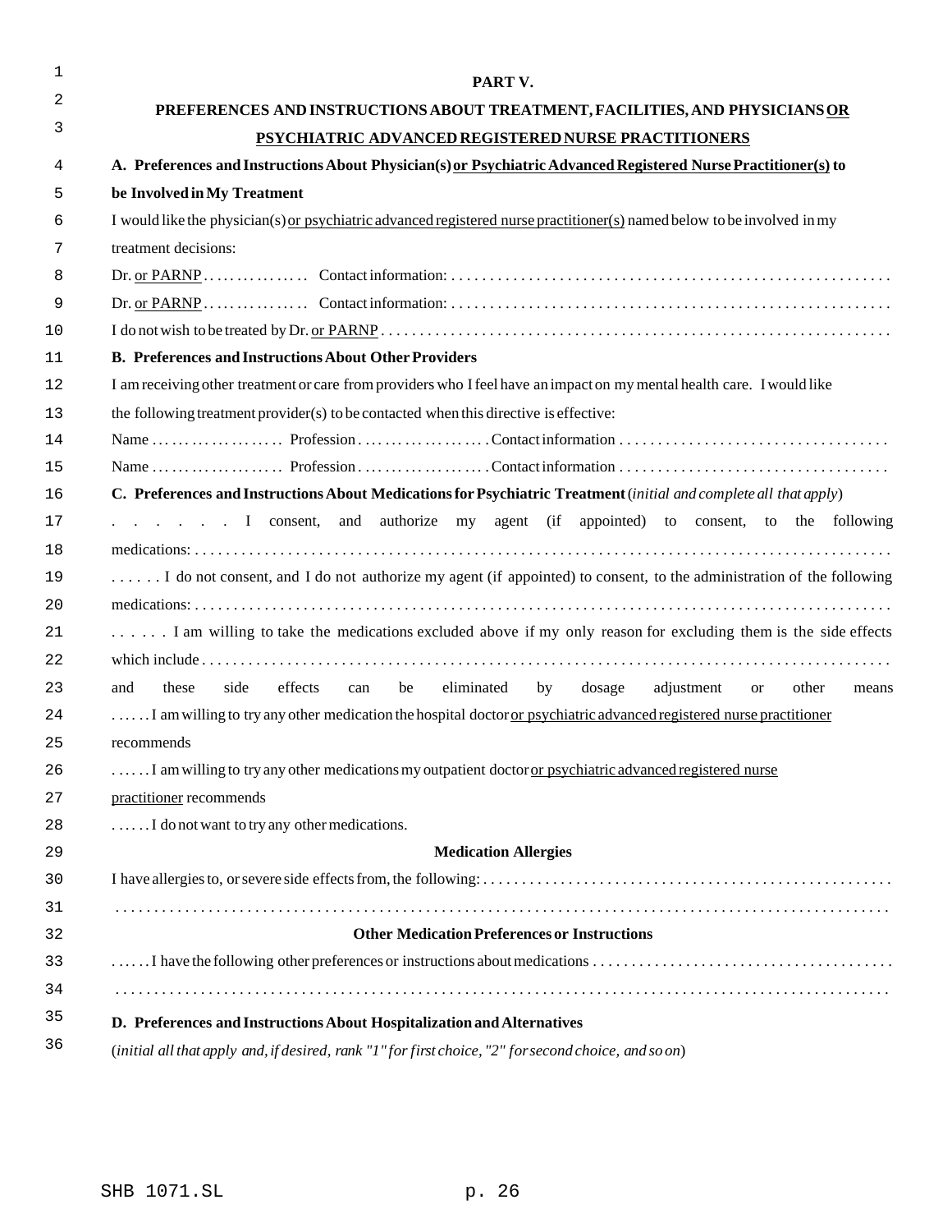**PART V.**

**PREFERENCES AND INSTRUCTIONS ABOUT TREATMENT, FACILITIES, AND PHYSICIANS OR PSYCHIATRIC ADVANCED REGISTERED NURSE PRACTITIONERS**

**A. Preferences and Instructions About Physician(s) or Psychiatric Advanced Registered Nurse Practitioner(s) to be Involved in My Treatment**

I would like the physician(s) or psychiatric advanced registered nurse practitioner(s) named below to be involved in my treatment decisions:

Dr. or PARNP . . . . . . . . . . . . . . . Contact information: . . . . . . . . . . . . . . . . . . . . . . . . . . . . . . . . . . . . . . . . . . . . . . . . . . . . . . .

Dr. or PARNP . . . . . . . . . . . . . . . Contact information: . . . . . . . . . . . . . . . . . . . . . . . . . . . . . . . . . . . . . . . . . . . . . . . . . . . . . . .

I do not wish to be treated by Dr. or PARNP . . . . . . . . . . . . . . . . . . . . . . . . . . . . . . . . . . . . . . . . . . . . . . . . . . . . . . . . . . . . . . . .

**B. Preferences and Instructions About Other Providers**

I am receiving other treatment or care from providers who I feel have an impact on my mental health care. I would like the following treatment provider(s) to be contacted when this directive is effective:

Name . . . . . . . . . . . . . . . . . . . Profession . . . . . . . . . . . . . . . . . . . Contact information . . . . . . . . . . . . . . . . . . . . . . . . . . . . . . . . . .

Name . . . . . . . . . . . . . . . . . . . Profession . . . . . . . . . . . . . . . . . . . Contact information . . . . . . . . . . . . . . . . . . . . . . . . . . . . . . . . . .

**C. Preferences and Instructions About Medications for Psychiatric Treatment** (*initial and complete all that apply*)

. . . . . . I consent, and authorize my agent (if appointed) to consent, to the following medications: . . . . . . . . . . . . . . . . . . . . . . . . . . . . . . . . . . . . . . . . . . . . . . . . . . . . . . . . . . . . . . . . . . . . . . . . . . . . . . . . . .

. . . . . . I do not consent, and I do not authorize my agent (if appointed) to consent, to the administration of the following medications: . . . . . . . . . . . . . . . . . . . . . . . . . . . . . . . . . . . . . . . . . . . . . . . . . . . . . . . . . . . . . . . . . . . . . . . . . . . . . . . . . .

. . . . . . I am willing to take the medications excluded above if my only reason for excluding them is the side effects which include . . . . . . . . . . . . . . . . . . . . . . . . . . . . . . . . . . . . . . . . . . . . . . . . . . . . . . . . . . . . . . . . . . . . . . . . . . . . . . . . . . and these side effects can be eliminated by dosage adjustment or other means

. . . . . . I am willing to try any other medication the hospital doctor or psychiatric advanced registered nurse practitioner recommends

. . . . . . I am willing to try any other medications my outpatient doctor or psychiatric advanced registered nurse practitioner recommends

. . . . . . I do not want to try any other medications.

**Medication Allergies**

I have allergies to, or severe side effects from, the following: . . . . . . . . . . . . . . . . . . . . . . . . . . . . . . . . . . . . . . . . . . . . . . . . . . . .

. . . . . . . . . . . . . . . . . . . . . . . . . . . . . . . . . . . . . . . . . . . . . . . . . . . . . . . . . . . . . . . . . . . . . . . . . . . . . . . . . . . . . . . . . . . . . . . . . . .

**Other Medication Preferences or Instructions**

. . . . . . I have the following other preferences or instructions about medications . . . . . . . . . . . . . . . . . . . . . . . . . . . . . . . . . . . . . .

. . . . . . . . . . . . . . . . . . . . . . . . . . . . . . . . . . . . . . . . . . . . . . . . . . . . . . . . . . . . . . . . . . . . . . . . . . . . . . . . . . . . . . . . . . . . . . . . . . .

**D. Preferences and Instructions About Hospitalization and Alternatives**

(*initial all that apply and, if desired, rank "1" for first choice, "2" for second choice, and so on*)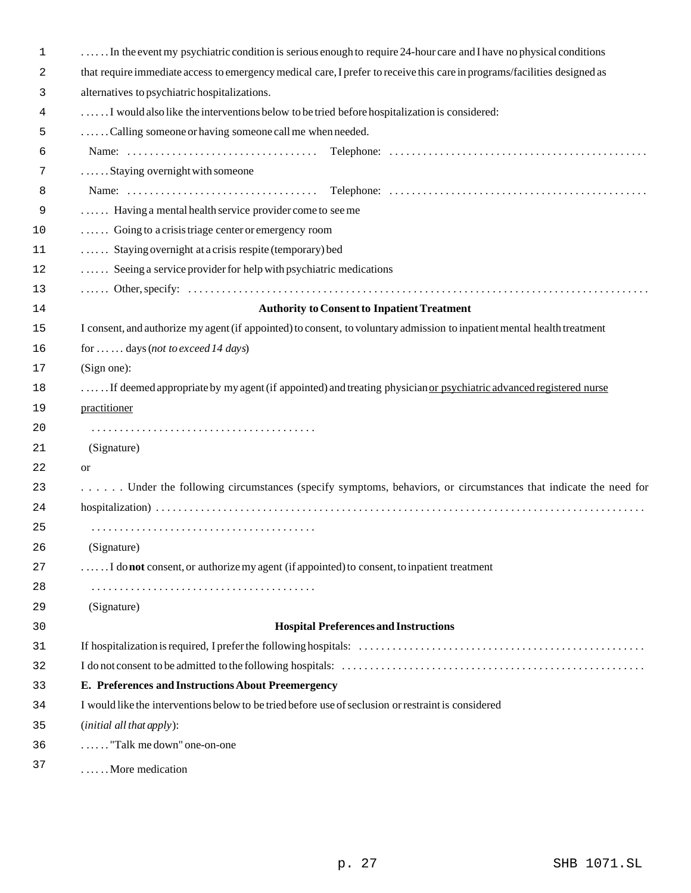. . . . . . In the event my psychiatric condition is serious enough to require 24-hour care and I have no physical conditions that require immediate access to emergency medical care, I prefer to receive this care in programs/facilities designed as alternatives to psychiatric hospitalizations.

. . . . . . I would also like the interventions below to be tried before hospitalization is considered:

. . . . . . Calling someone or having someone call me when needed.

Name: . . . . . . . . . . . . . . . . . . . . . . . . . . . . . . . . . . Telephone: . . . . . . . . . . . . . . . . . . . . . . . . . . . . . . . . . . . . . . . . . . . . . .

. . . . . . Staying overnight with someone

Name: . . . . . . . . . . . . . . . . . . . . . . . . . . . . . . . . . . Telephone: . . . . . . . . . . . . . . . . . . . . . . . . . . . . . . . . . . . . . . . . . . . . . .

. . . . . . Having a mental health service provider come to see me

. . . . . . Going to a crisis triage center or emergency room

. . . . . . Staying overnight at a crisis respite (temporary) bed

. . . . . . Seeing a service provider for help with psychiatric medications

. . . . . . Other, specify: . . . . . . . . . . . . . . . . . . . . . . . . . . . . . . . . . . . . . . . . . . . . . . . . . . . . . . . . . . . . . . . . . . . . . . . . . . . . . . .

**Authority to Consent to Inpatient Treatment**

I consent, and authorize my agent (if appointed) to consent, to voluntary admission to inpatient mental health treatment for . . . . . . days (*not to exceed 14 days*)

(Sign one):

. . . . . . If deemed appropriate by my agent (if appointed) and treating physician <u>or psychiatric advanced registered nurse practitioner</u>

. . . . . . . . . . . . . . . . . . . . . . . . . . . . . . . . . . . . . . . .

(Signature)

or

. . . . . . Under the following circumstances (specify symptoms, behaviors, or circumstances that indicate the need for hospitalization) . . . . . . . . . . . . . . . . . . . . . . . . . . . . . . . . . . . . . . . . . . . . . . . . . . . . . . . . . . . . . . . . . . . . . . . . . . . . . . . . .

. . . . . . . . . . . . . . . . . . . . . . . . . . . . . . . . . . . . . . . .

(Signature)

. . . . . . I do **not** consent, or authorize my agent (if appointed) to consent, to inpatient treatment

. . . . . . . . . . . . . . . . . . . . . . . . . . . . . . . . . . . . . . . .

(Signature)

**Hospital Preferences and Instructions**

If hospitalization is required, I prefer the following hospitals: . . . . . . . . . . . . . . . . . . . . . . . . . . . . . . . . . . . . . . . . . . . . . . . . . . .

I do not consent to be admitted to the following hospitals: . . . . . . . . . . . . . . . . . . . . . . . . . . . . . . . . . . . . . . . . . . . . . . . . . . . . .

**E. Preferences and Instructions About Preemergency**

I would like the interventions below to be tried before use of seclusion or restraint is considered (*initial all that apply*):

. . . . . . "Talk me down" one-on-one

. . . . . . More medication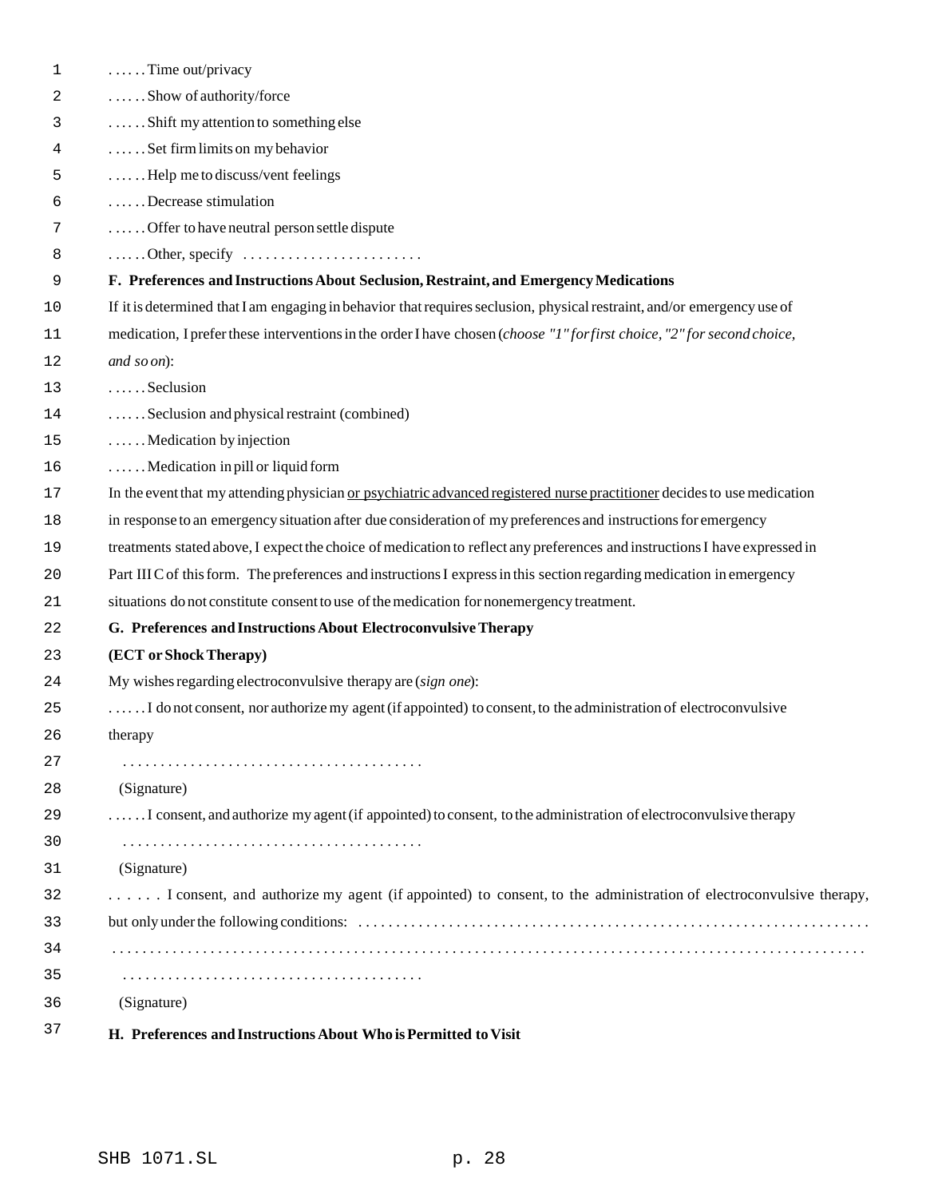. . . . . . Time out/privacy

. . . . . . Show of authority/force

. . . . . . Shift my attention to something else

. . . . . . Set firm limits on my behavior

. . . . . . Help me to discuss/vent feelings

. . . . . . Decrease stimulation

. . . . . . Offer to have neutral person settle dispute

. . . . . . Other, specify . . . . . . . . . . . . . . . . . . . . . . . .

**F. Preferences and Instructions About Seclusion, Restraint, and Emergency Medications**

If it is determined that I am engaging in behavior that requires seclusion, physical restraint, and/or emergency use of medication, I prefer these interventions in the order I have chosen (*choose "1" for first choice, "2" for second choice, and so on*):

. . . . . . Seclusion

. . . . . . Seclusion and physical restraint (combined)

. . . . . . Medication by injection

. . . . . . Medication in pill or liquid form

In the event that my attending physician <u>or psychiatric advanced registered nurse practitioner</u> decides to use medication in response to an emergency situation after due consideration of my preferences and instructions for emergency treatments stated above, I expect the choice of medication to reflect any preferences and instructions I have expressed in Part III C of this form. The preferences and instructions I express in this section regarding medication in emergency situations do not constitute consent to use of the medication for nonemergency treatment.

**G. Preferences and Instructions About Electroconvulsive Therapy**

**(ECT or Shock Therapy)**

My wishes regarding electroconvulsive therapy are (*sign one*):

. . . . . . I do not consent, nor authorize my agent (if appointed) to consent, to the administration of electroconvulsive therapy

. . . . . . . . . . . . . . . . . . . . . . . . . . . . . . . . . . . . . . . .

(Signature)

. . . . . . I consent, and authorize my agent (if appointed) to consent, to the administration of electroconvulsive therapy

. . . . . . . . . . . . . . . . . . . . . . . . . . . . . . . . . . . . . . . .

(Signature)

. . . . . . I consent, and authorize my agent (if appointed) to consent, to the administration of electroconvulsive therapy, but only under the following conditions: . . . . . . . . . . . . . . . . . . . . . . . . . . . . . . . . . . . . . . . . . . . . . . . . . . . . . . . . . . . . . . . . . . .

. . . . . . . . . . . . . . . . . . . . . . . . . . . . . . . . . . . . . . . . . . . . . . . . . . . . . . . . . . . . . . . . . . . . . . . . . . . . . . . . . . . . . . . . . . . . . . . . . . . . . . .

. . . . . . . . . . . . . . . . . . . . . . . . . . . . . . . . . . . . . . . .

(Signature)

**H. Preferences and Instructions About Who is Permitted to Visit**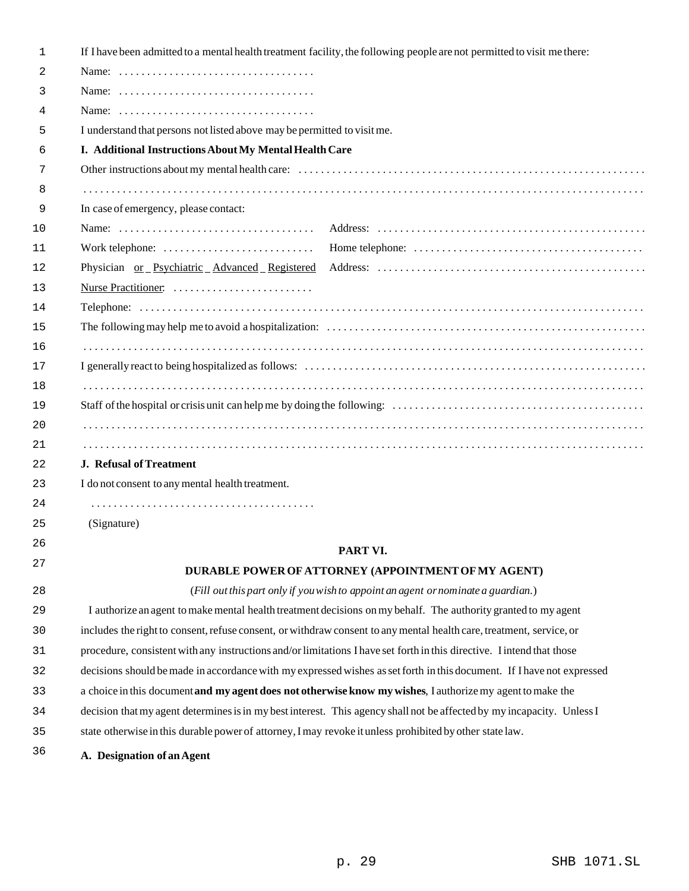If I have been admitted to a mental health treatment facility, the following people are not permitted to visit me there:

Name: . . . . . . . . . . . . . . . . . . . . . . . . . . . . . . . . . .

Name: . . . . . . . . . . . . . . . . . . . . . . . . . . . . . . . . . .

Name: . . . . . . . . . . . . . . . . . . . . . . . . . . . . . . . . . .

I understand that persons not listed above may be permitted to visit me.

**I. Additional Instructions About My Mental Health Care**

Other instructions about my mental health care: . . . . . . . . . . . . . . . . . . . . . . . . . . . . . . . . . . . . . . . . . . . . . . . . . . . . . . . . . . . . .

. . . . . . . . . . . . . . . . . . . . . . . . . . . . . . . . . . . . . . . . . . . . . . . . . . . . . . . . . . . . . . . . . . . . . . . . . . . . . . . . . . . . . . . . . . . . . . . . . .

In case of emergency, please contact:

Name: . . . . . . . . . . . . . . . . . . . . . . . . . . . . . . . . . . Address: . . . . . . . . . . . . . . . . . . . . . . . . . . . . . . . . . . . . . . . . . . . . . . . .

Work telephone: . . . . . . . . . . . . . . . . . . . . . . . . . . Home telephone: . . . . . . . . . . . . . . . . . . . . . . . . . . . . . . . . . . . . . . . .

Physician or _ Psychiatric _ Advanced _ Registered Nurse Practitioner: . . . . . . . . . . . . . . . . . . . . . . . . . Address: . . . . . . . . . . . . . . . . . . . . . . . . . . . . . . . . . . . . . . . . . . . . . . . .

Telephone: . . . . . . . . . . . . . . . . . . . . . . . . . . . . . . . . . . . . . . . . . . . . . . . . . . . . . . . . . . . . . . . . . . . . . . . . . . . . . . . . . . . . . . . . . . . . . . .

The following may help me to avoid a hospitalization: . . . . . . . . . . . . . . . . . . . . . . . . . . . . . . . . . . . . . . . . . . . . . . . . . . . . . . . .

. . . . . . . . . . . . . . . . . . . . . . . . . . . . . . . . . . . . . . . . . . . . . . . . . . . . . . . . . . . . . . . . . . . . . . . . . . . . . . . . . . . . . . . . . . . . . . . . . .

I generally react to being hospitalized as follows: . . . . . . . . . . . . . . . . . . . . . . . . . . . . . . . . . . . . . . . . . . . . . . . . . . . . . . . . . . .

. . . . . . . . . . . . . . . . . . . . . . . . . . . . . . . . . . . . . . . . . . . . . . . . . . . . . . . . . . . . . . . . . . . . . . . . . . . . . . . . . . . . . . . . . . . . . . . . . .

Staff of the hospital or crisis unit can help me by doing the following: . . . . . . . . . . . . . . . . . . . . . . . . . . . . . . . . . . . . . . . . . . . .

. . . . . . . . . . . . . . . . . . . . . . . . . . . . . . . . . . . . . . . . . . . . . . . . . . . . . . . . . . . . . . . . . . . . . . . . . . . . . . . . . . . . . . . . . . . . . . . . . .

. . . . . . . . . . . . . . . . . . . . . . . . . . . . . . . . . . . . . . . . . . . . . . . . . . . . . . . . . . . . . . . . . . . . . . . . . . . . . . . . . . . . . . . . . . . . . . . . . .

**J. Refusal of Treatment**

I do not consent to any mental health treatment.

. . . . . . . . . . . . . . . . . . . . . . . . . . . . . . . . . . . . . . .

(Signature)

## PART VI.
## DURABLE POWER OF ATTORNEY (APPOINTMENT OF MY AGENT)

*(Fill out this part only if you wish to appoint an agent or nominate a guardian.)*

I authorize an agent to make mental health treatment decisions on my behalf. The authority granted to my agent includes the right to consent, refuse consent, or withdraw consent to any mental health care, treatment, service, or procedure, consistent with any instructions and/or limitations I have set forth in this directive. I intend that those decisions should be made in accordance with my expressed wishes as set forth in this document. If I have not expressed a choice in this document **and my agent does not otherwise know my wishes**, I authorize my agent to make the decision that my agent determines is in my best interest. This agency shall not be affected by my incapacity. Unless I state otherwise in this durable power of attorney, I may revoke it unless prohibited by other state law.

**A. Designation of an Agent**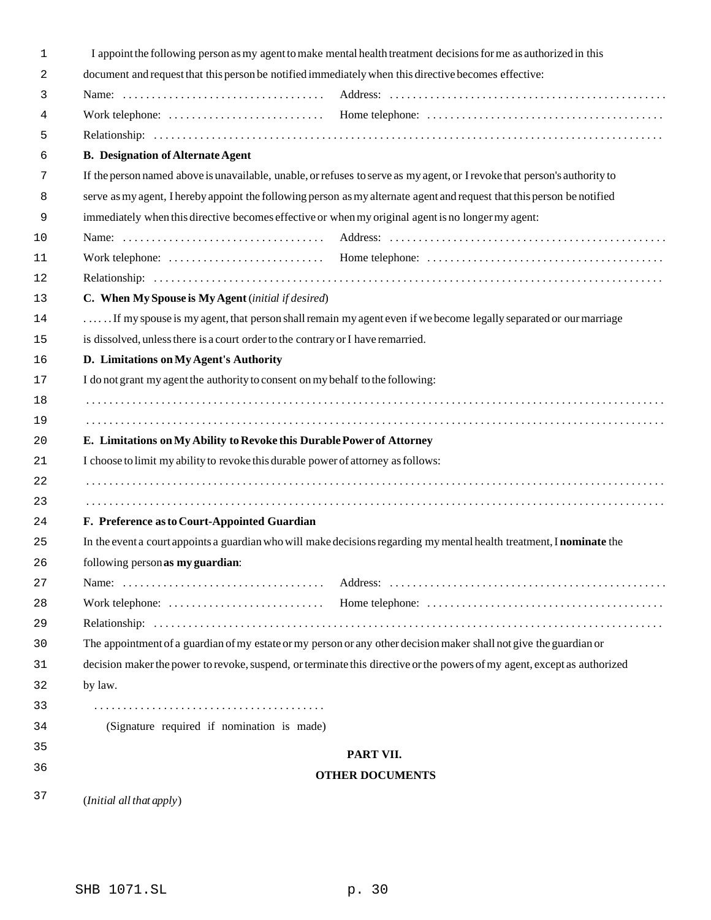I appoint the following person as my agent to make mental health treatment decisions for me as authorized in this document and request that this person be notified immediately when this directive becomes effective:

Name: . . . . . . . . . . . . . . . . . . . . . . . . . . . . . . . . . . Address: . . . . . . . . . . . . . . . . . . . . . . . . . . . . . . . . . . . . . . . . . . . . . .

Work telephone: . . . . . . . . . . . . . . . . . . . . . . . . . . Home telephone: . . . . . . . . . . . . . . . . . . . . . . . . . . . . . . . . . . . . . . . .

Relationship: . . . . . . . . . . . . . . . . . . . . . . . . . . . . . . . . . . . . . . . . . . . . . . . . . . . . . . . . . . . . . . . . . . . . . . . . . . . . . . . . .

**B. Designation of Alternate Agent**

If the person named above is unavailable, unable, or refuses to serve as my agent, or I revoke that person's authority to serve as my agent, I hereby appoint the following person as my alternate agent and request that this person be notified immediately when this directive becomes effective or when my original agent is no longer my agent:

Name: . . . . . . . . . . . . . . . . . . . . . . . . . . . . . . . . . . Address: . . . . . . . . . . . . . . . . . . . . . . . . . . . . . . . . . . . . . . . . . . . . . .

Work telephone: . . . . . . . . . . . . . . . . . . . . . . . . . . Home telephone: . . . . . . . . . . . . . . . . . . . . . . . . . . . . . . . . . . . . . . . .

Relationship: . . . . . . . . . . . . . . . . . . . . . . . . . . . . . . . . . . . . . . . . . . . . . . . . . . . . . . . . . . . . . . . . . . . . . . . . . . . . . . . . .

**C. When My Spouse is My Agent** (*initial if desired*)

. . . . . . If my spouse is my agent, that person shall remain my agent even if we become legally separated or our marriage is dissolved, unless there is a court order to the contrary or I have remarried.

**D. Limitations on My Agent's Authority**

I do not grant my agent the authority to consent on my behalf to the following:

. . . . . . . . . . . . . . . . . . . . . . . . . . . . . . . . . . . . . . . . . . . . . . . . . . . . . . . . . . . . . . . . . . . . . . . . . . . . . . . . . . . . . . . .

. . . . . . . . . . . . . . . . . . . . . . . . . . . . . . . . . . . . . . . . . . . . . . . . . . . . . . . . . . . . . . . . . . . . . . . . . . . . . . . . . . . . . . . .

**E. Limitations on My Ability to Revoke this Durable Power of Attorney**

I choose to limit my ability to revoke this durable power of attorney as follows:

. . . . . . . . . . . . . . . . . . . . . . . . . . . . . . . . . . . . . . . . . . . . . . . . . . . . . . . . . . . . . . . . . . . . . . . . . . . . . . . . . . . . . . . .

. . . . . . . . . . . . . . . . . . . . . . . . . . . . . . . . . . . . . . . . . . . . . . . . . . . . . . . . . . . . . . . . . . . . . . . . . . . . . . . . . . . . . . . .

**F. Preference as to Court-Appointed Guardian**

In the event a court appoints a guardian who will make decisions regarding my mental health treatment, I **nominate** the following person **as my guardian**:

Name: . . . . . . . . . . . . . . . . . . . . . . . . . . . . . . . . . . Address: . . . . . . . . . . . . . . . . . . . . . . . . . . . . . . . . . . . . . . . . . . . . . .

Work telephone: . . . . . . . . . . . . . . . . . . . . . . . . . . Home telephone: . . . . . . . . . . . . . . . . . . . . . . . . . . . . . . . . . . . . . . . .

Relationship: . . . . . . . . . . . . . . . . . . . . . . . . . . . . . . . . . . . . . . . . . . . . . . . . . . . . . . . . . . . . . . . . . . . . . . . . . . . . . . . . .

The appointment of a guardian of my estate or my person or any other decision maker shall not give the guardian or decision maker the power to revoke, suspend, or terminate this directive or the powers of my agent, except as authorized by law.

. . . . . . . . . . . . . . . . . . . . . . . . . . . . . . . . . . . . . . .

(Signature required if nomination is made)

**PART VII.**

**OTHER DOCUMENTS**

(*Initial all that apply*)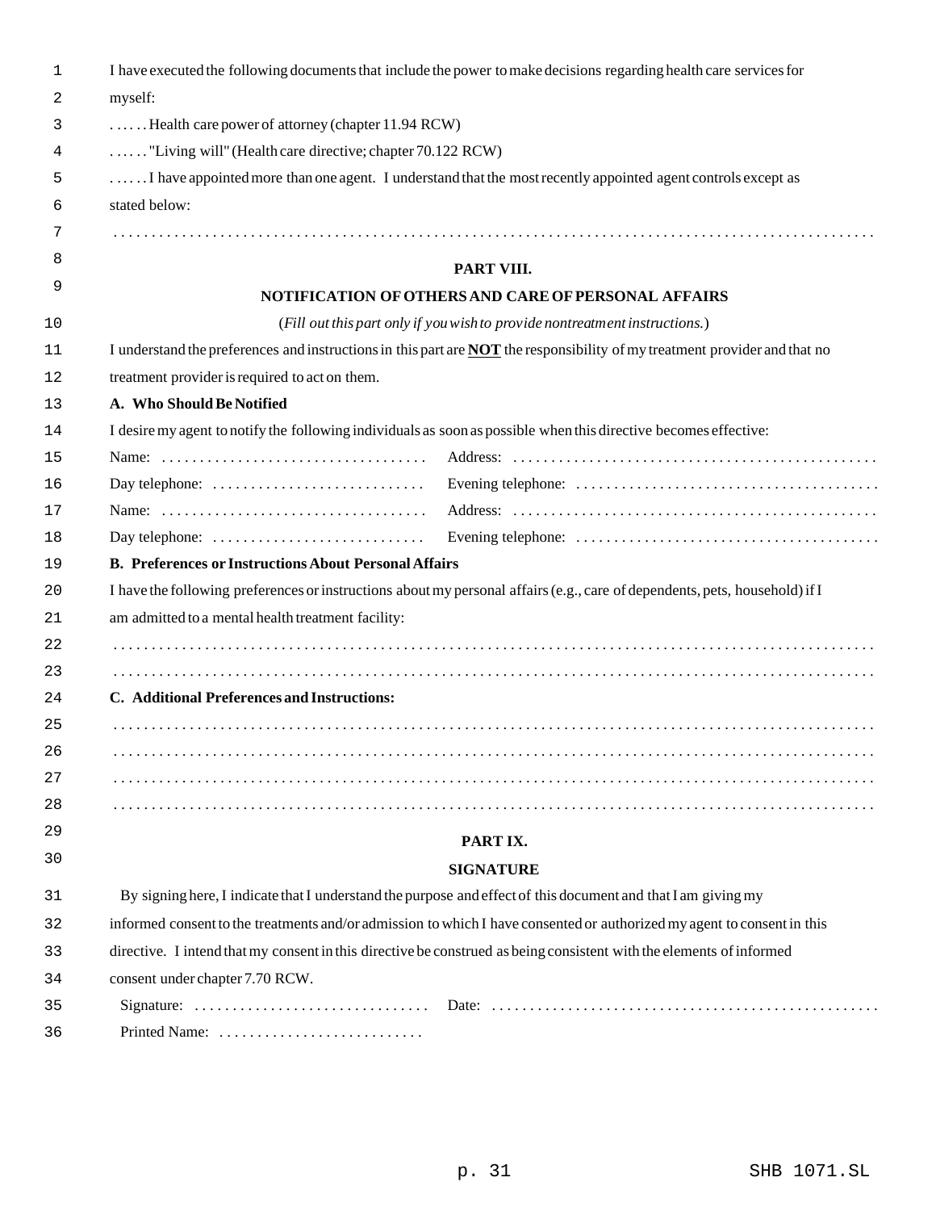I have executed the following documents that include the power to make decisions regarding health care services for myself:

. . . . . . Health care power of attorney (chapter 11.94 RCW)

. . . . . . "Living will" (Health care directive; chapter 70.122 RCW)

. . . . . . I have appointed more than one agent. I understand that the most recently appointed agent controls except as stated below:

. . . . . . . . . . . . . . . . . . . . . . . . . . . . . . . . . . . . . . . . . . . . . . . . . . . . . . . . . . . . . . . . . . . . . . . . . . . . . . . . . . . .

## PART VIII.

## NOTIFICATION OF OTHERS AND CARE OF PERSONAL AFFAIRS

(*Fill out this part only if you wish to provide nontreatment instructions.*)

I understand the preferences and instructions in this part are **NOT** the responsibility of my treatment provider and that no treatment provider is required to act on them.

**A. Who Should Be Notified**

I desire my agent to notify the following individuals as soon as possible when this directive becomes effective:

Name: . . . . . . . . . . . . . . . . . . . . . . . . . . . . . . . . . . . Address: . . . . . . . . . . . . . . . . . . . . . . . . . . . . . . . . . . . . . . . . . . . . . . .

Day telephone: . . . . . . . . . . . . . . . . . . . . . . . . . . . . Evening telephone: . . . . . . . . . . . . . . . . . . . . . . . . . . . . . . . . . . . . . . . .

Name: . . . . . . . . . . . . . . . . . . . . . . . . . . . . . . . . . . . Address: . . . . . . . . . . . . . . . . . . . . . . . . . . . . . . . . . . . . . . . . . . . . . . .

Day telephone: . . . . . . . . . . . . . . . . . . . . . . . . . . . . Evening telephone: . . . . . . . . . . . . . . . . . . . . . . . . . . . . . . . . . . . . . . . .

**B. Preferences or Instructions About Personal Affairs**

I have the following preferences or instructions about my personal affairs (e.g., care of dependents, pets, household) if I am admitted to a mental health treatment facility:

. . . . . . . . . . . . . . . . . . . . . . . . . . . . . . . . . . . . . . . . . . . . . . . . . . . . . . . . . . . . . . . . . . . . . . . . . . . . . . . . . . . .

. . . . . . . . . . . . . . . . . . . . . . . . . . . . . . . . . . . . . . . . . . . . . . . . . . . . . . . . . . . . . . . . . . . . . . . . . . . . . . . . . . . .

**C. Additional Preferences and Instructions:**

. . . . . . . . . . . . . . . . . . . . . . . . . . . . . . . . . . . . . . . . . . . . . . . . . . . . . . . . . . . . . . . . . . . . . . . . . . . . . . . . . . . .

. . . . . . . . . . . . . . . . . . . . . . . . . . . . . . . . . . . . . . . . . . . . . . . . . . . . . . . . . . . . . . . . . . . . . . . . . . . . . . . . . . . .

. . . . . . . . . . . . . . . . . . . . . . . . . . . . . . . . . . . . . . . . . . . . . . . . . . . . . . . . . . . . . . . . . . . . . . . . . . . . . . . . . . . .

. . . . . . . . . . . . . . . . . . . . . . . . . . . . . . . . . . . . . . . . . . . . . . . . . . . . . . . . . . . . . . . . . . . . . . . . . . . . . . . . . . . .

## PART IX.

## SIGNATURE

By signing here, I indicate that I understand the purpose and effect of this document and that I am giving my informed consent to the treatments and/or admission to which I have consented or authorized my agent to consent in this directive. I intend that my consent in this directive be construed as being consistent with the elements of informed consent under chapter 7.70 RCW.

Signature: . . . . . . . . . . . . . . . . . . . . . . . . . . . . . . . Date: . . . . . . . . . . . . . . . . . . . . . . . . . . . . . . . . . . . . . . . . . . . . . . . . . .

Printed Name: . . . . . . . . . . . . . . . . . . . . . . . . . . .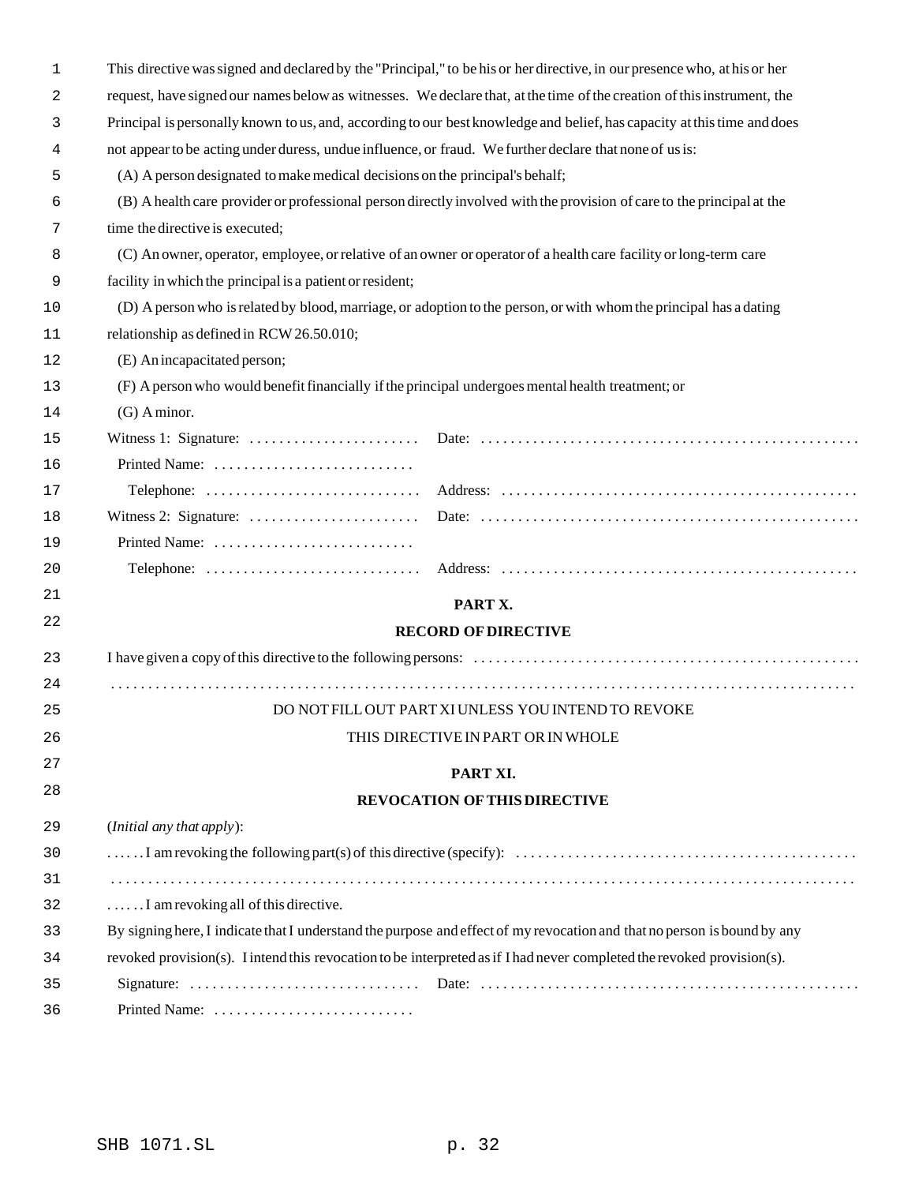This directive was signed and declared by the "Principal," to be his or her directive, in our presence who, at his or her request, have signed our names below as witnesses. We declare that, at the time of the creation of this instrument, the Principal is personally known to us, and, according to our best knowledge and belief, has capacity at this time and does not appear to be acting under duress, undue influence, or fraud. We further declare that none of us is:

(A) A person designated to make medical decisions on the principal's behalf;

(B) A health care provider or professional person directly involved with the provision of care to the principal at the time the directive is executed;

(C) An owner, operator, employee, or relative of an owner or operator of a health care facility or long-term care facility in which the principal is a patient or resident;

(D) A person who is related by blood, marriage, or adoption to the person, or with whom the principal has a dating relationship as defined in RCW 26.50.010;

(E) An incapacitated person;

(F) A person who would benefit financially if the principal undergoes mental health treatment; or

(G) A minor.

Witness 1: Signature: . . . . . . . . . . . . . . . . . . . . . . . Date: . . . . . . . . . . . . . . . . . . . . . . . . . . . . . . . . . . . . . . . . . . . . . . . . . .

Printed Name: . . . . . . . . . . . . . . . . . . . . . . . . . . .

Telephone: . . . . . . . . . . . . . . . . . . . . . . . . . . . . Address: . . . . . . . . . . . . . . . . . . . . . . . . . . . . . . . . . . . . . . . . . . . . . . .

Witness 2: Signature: . . . . . . . . . . . . . . . . . . . . . . . Date: . . . . . . . . . . . . . . . . . . . . . . . . . . . . . . . . . . . . . . . . . . . . . . . . . .

Printed Name: . . . . . . . . . . . . . . . . . . . . . . . . . . .

Telephone: . . . . . . . . . . . . . . . . . . . . . . . . . . . . Address: . . . . . . . . . . . . . . . . . . . . . . . . . . . . . . . . . . . . . . . . . . . . . . .

## PART X.

## RECORD OF DIRECTIVE

I have given a copy of this directive to the following persons: . . . . . . . . . . . . . . . . . . . . . . . . . . . . . . . . . . . . . . . . . . . . . . . . . . .

. . . . . . . . . . . . . . . . . . . . . . . . . . . . . . . . . . . . . . . . . . . . . . . . . . . . . . . . . . . . . . . . . . . . . . . . . . . . . . . . . . . . . . . . . . . . . . . . . .

DO NOT FILL OUT PART XI UNLESS YOU INTEND TO REVOKE

THIS DIRECTIVE IN PART OR IN WHOLE

## PART XI.

## REVOCATION OF THIS DIRECTIVE

(*Initial any that apply*):

. . . . . . I am revoking the following part(s) of this directive (specify): . . . . . . . . . . . . . . . . . . . . . . . . . . . . . . . . . . . . . . . . . . . . . .

. . . . . . . . . . . . . . . . . . . . . . . . . . . . . . . . . . . . . . . . . . . . . . . . . . . . . . . . . . . . . . . . . . . . . . . . . . . . . . . . . . . . . . . . . . . . . . . . . .

. . . . . . I am revoking all of this directive.

By signing here, I indicate that I understand the purpose and effect of my revocation and that no person is bound by any revoked provision(s). I intend this revocation to be interpreted as if I had never completed the revoked provision(s).

Signature: . . . . . . . . . . . . . . . . . . . . . . . . . . . . . . . Date: . . . . . . . . . . . . . . . . . . . . . . . . . . . . . . . . . . . . . . . . . . . . . . . . . .

Printed Name: . . . . . . . . . . . . . . . . . . . . . . . . . . .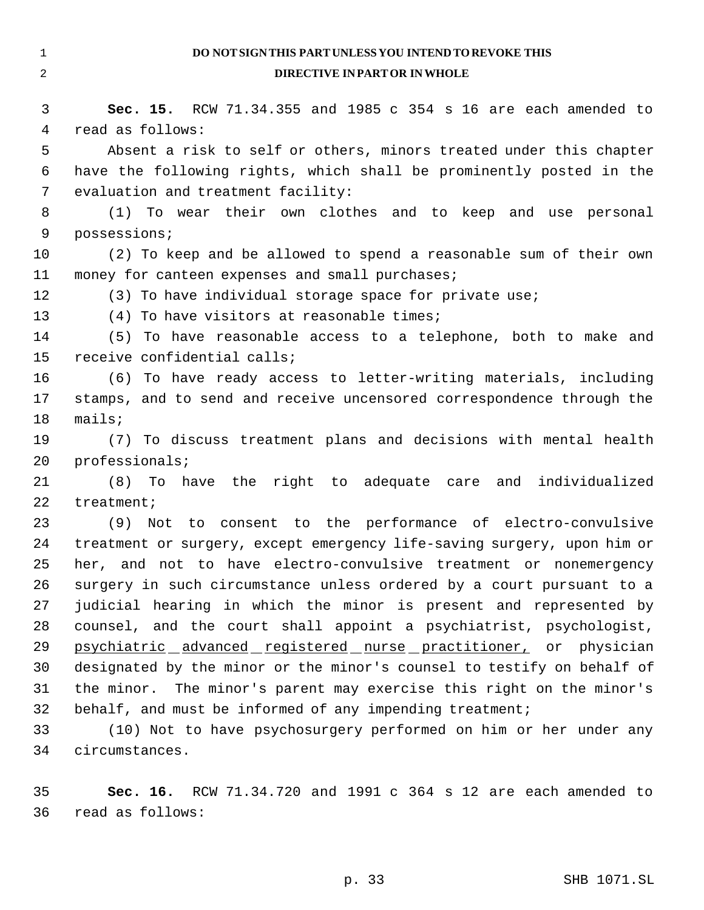**DO NOT SIGN THIS PART UNLESS YOU INTEND TO REVOKE THIS DIRECTIVE IN PART OR IN WHOLE**

**Sec. 15.** RCW 71.34.355 and 1985 c 354 s 16 are each amended to read as follows:

Absent a risk to self or others, minors treated under this chapter have the following rights, which shall be prominently posted in the evaluation and treatment facility:

(1) To wear their own clothes and to keep and use personal possessions;

(2) To keep and be allowed to spend a reasonable sum of their own money for canteen expenses and small purchases;

(3) To have individual storage space for private use;

(4) To have visitors at reasonable times;

(5) To have reasonable access to a telephone, both to make and receive confidential calls;

(6) To have ready access to letter-writing materials, including stamps, and to send and receive uncensored correspondence through the mails;

(7) To discuss treatment plans and decisions with mental health professionals;

(8) To have the right to adequate care and individualized treatment;

(9) Not to consent to the performance of electro-convulsive treatment or surgery, except emergency life-saving surgery, upon him or her, and not to have electro-convulsive treatment or nonemergency surgery in such circumstance unless ordered by a court pursuant to a judicial hearing in which the minor is present and represented by counsel, and the court shall appoint a psychiatrist, psychologist, <u>psychiatric advanced registered nurse practitioner,</u> or physician designated by the minor or the minor's counsel to testify on behalf of the minor. The minor's parent may exercise this right on the minor's behalf, and must be informed of any impending treatment;

(10) Not to have psychosurgery performed on him or her under any circumstances.

**Sec. 16.** RCW 71.34.720 and 1991 c 364 s 12 are each amended to read as follows: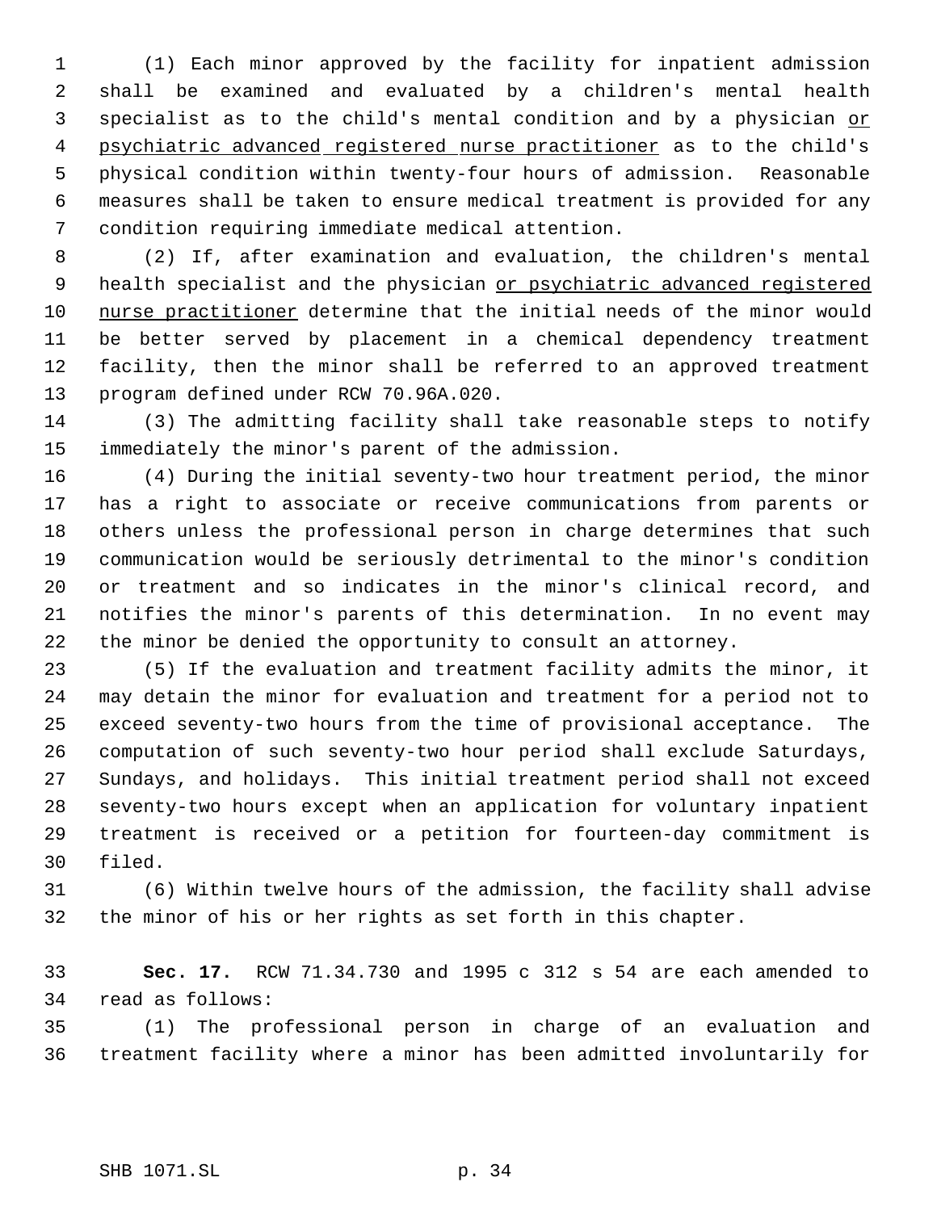(1) Each minor approved by the facility for inpatient admission shall be examined and evaluated by a children's mental health specialist as to the child's mental condition and by a physician <u>or psychiatric advanced registered nurse practitioner</u> as to the child's physical condition within twenty-four hours of admission. Reasonable measures shall be taken to ensure medical treatment is provided for any condition requiring immediate medical attention.

(2) If, after examination and evaluation, the children's mental health specialist and the physician <u>or psychiatric advanced registered nurse practitioner</u> determine that the initial needs of the minor would be better served by placement in a chemical dependency treatment facility, then the minor shall be referred to an approved treatment program defined under RCW 70.96A.020.

(3) The admitting facility shall take reasonable steps to notify immediately the minor's parent of the admission.

(4) During the initial seventy-two hour treatment period, the minor has a right to associate or receive communications from parents or others unless the professional person in charge determines that such communication would be seriously detrimental to the minor's condition or treatment and so indicates in the minor's clinical record, and notifies the minor's parents of this determination. In no event may the minor be denied the opportunity to consult an attorney.

(5) If the evaluation and treatment facility admits the minor, it may detain the minor for evaluation and treatment for a period not to exceed seventy-two hours from the time of provisional acceptance. The computation of such seventy-two hour period shall exclude Saturdays, Sundays, and holidays. This initial treatment period shall not exceed seventy-two hours except when an application for voluntary inpatient treatment is received or a petition for fourteen-day commitment is filed.

(6) Within twelve hours of the admission, the facility shall advise the minor of his or her rights as set forth in this chapter.

**Sec. 17.** RCW 71.34.730 and 1995 c 312 s 54 are each amended to read as follows:

(1) The professional person in charge of an evaluation and treatment facility where a minor has been admitted involuntarily for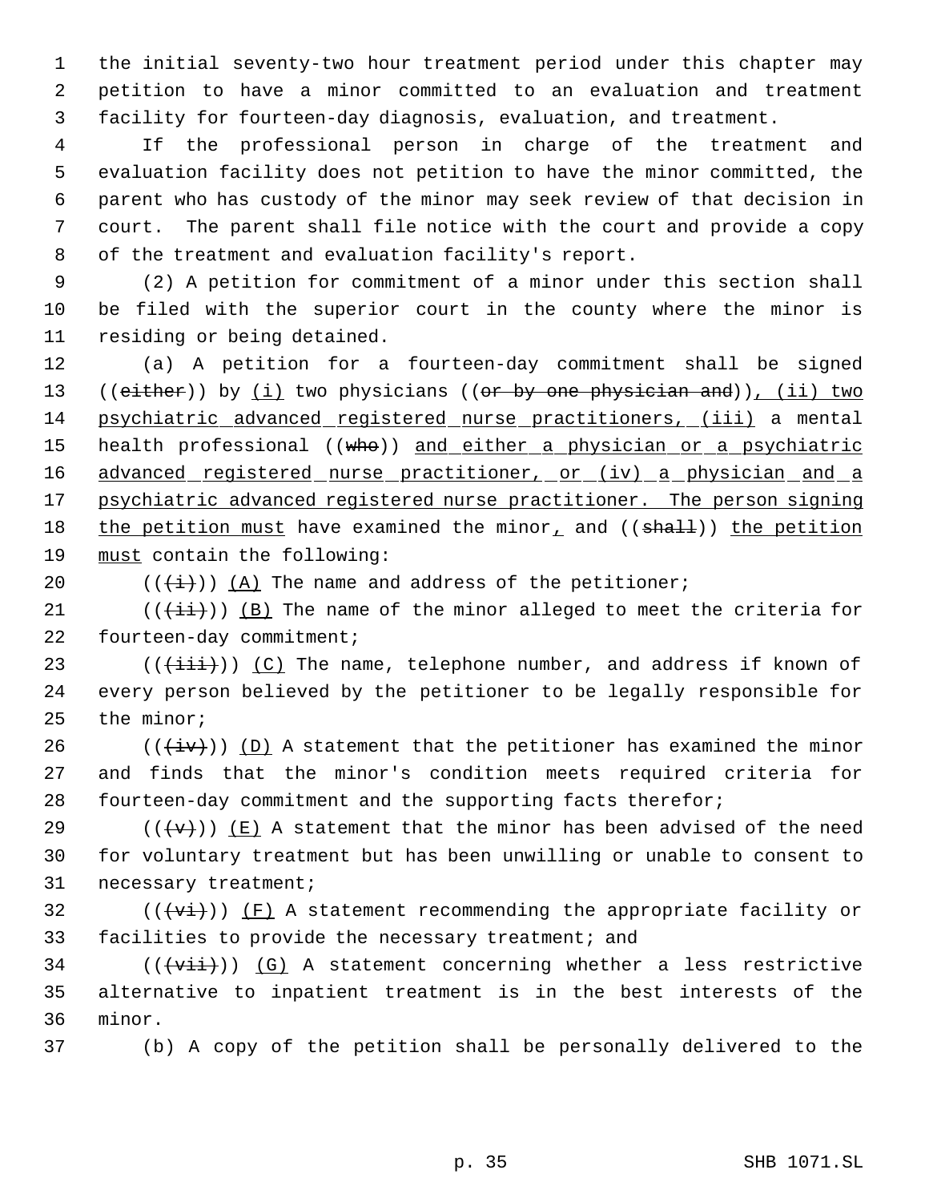the initial seventy-two hour treatment period under this chapter may petition to have a minor committed to an evaluation and treatment facility for fourteen-day diagnosis, evaluation, and treatment.

If the professional person in charge of the treatment and evaluation facility does not petition to have the minor committed, the parent who has custody of the minor may seek review of that decision in court. The parent shall file notice with the court and provide a copy of the treatment and evaluation facility's report.

(2) A petition for commitment of a minor under this section shall be filed with the superior court in the county where the minor is residing or being detained.

(a) A petition for a fourteen-day commitment shall be signed ((~~either~~)) by (i) two physicians ((~~or by one physician and~~)), (ii) two psychiatric advanced registered nurse practitioners, (iii) a mental health professional ((~~who~~)) and either a physician or a psychiatric advanced registered nurse practitioner, or (iv) a physician and a psychiatric advanced registered nurse practitioner. The person signing the petition must have examined the minor, and ((~~shall~~)) the petition must contain the following:

((~~(i)~~)) (A) The name and address of the petitioner;

((~~(ii)~~)) (B) The name of the minor alleged to meet the criteria for fourteen-day commitment;

((~~(iii)~~)) (C) The name, telephone number, and address if known of every person believed by the petitioner to be legally responsible for the minor;

((~~(iv)~~)) (D) A statement that the petitioner has examined the minor and finds that the minor's condition meets required criteria for fourteen-day commitment and the supporting facts therefor;

((~~(v)~~)) (E) A statement that the minor has been advised of the need for voluntary treatment but has been unwilling or unable to consent to necessary treatment;

((~~(vi)~~)) (F) A statement recommending the appropriate facility or facilities to provide the necessary treatment; and

((~~(vii)~~)) (G) A statement concerning whether a less restrictive alternative to inpatient treatment is in the best interests of the minor.

(b) A copy of the petition shall be personally delivered to the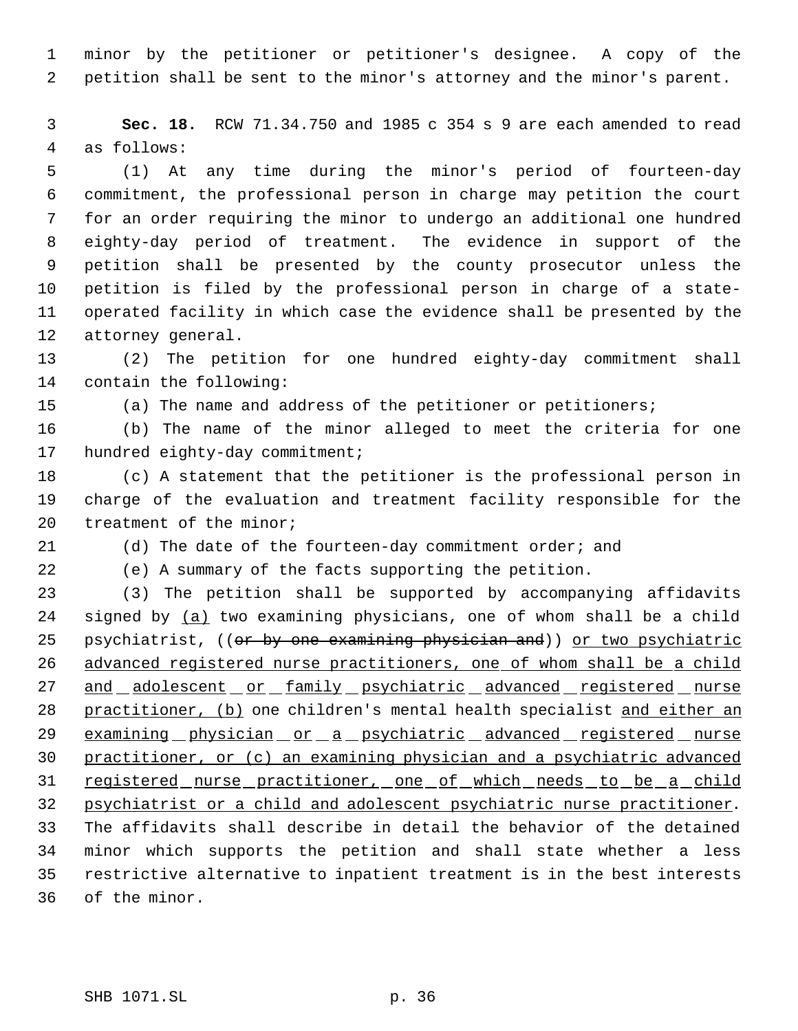minor by the petitioner or petitioner's designee. A copy of the petition shall be sent to the minor's attorney and the minor's parent.

**Sec. 18.** RCW 71.34.750 and 1985 c 354 s 9 are each amended to read as follows:

(1) At any time during the minor's period of fourteen-day commitment, the professional person in charge may petition the court for an order requiring the minor to undergo an additional one hundred eighty-day period of treatment. The evidence in support of the petition shall be presented by the county prosecutor unless the petition is filed by the professional person in charge of a state-operated facility in which case the evidence shall be presented by the attorney general.

(2) The petition for one hundred eighty-day commitment shall contain the following:

(a) The name and address of the petitioner or petitioners;

(b) The name of the minor alleged to meet the criteria for one hundred eighty-day commitment;

(c) A statement that the petitioner is the professional person in charge of the evaluation and treatment facility responsible for the treatment of the minor;

(d) The date of the fourteen-day commitment order; and

(e) A summary of the facts supporting the petition.

(3) The petition shall be supported by accompanying affidavits signed by (a) two examining physicians, one of whom shall be a child psychiatrist, ((~~or by one examining physician and~~)) or two psychiatric advanced registered nurse practitioners, one of whom shall be a child and adolescent or family psychiatric advanced registered nurse practitioner, (b) one children's mental health specialist and either an examining physician or a psychiatric advanced registered nurse practitioner, or (c) an examining physician and a psychiatric advanced registered nurse practitioner, one of which needs to be a child psychiatrist or a child and adolescent psychiatric nurse practitioner. The affidavits shall describe in detail the behavior of the detained minor which supports the petition and shall state whether a less restrictive alternative to inpatient treatment is in the best interests of the minor.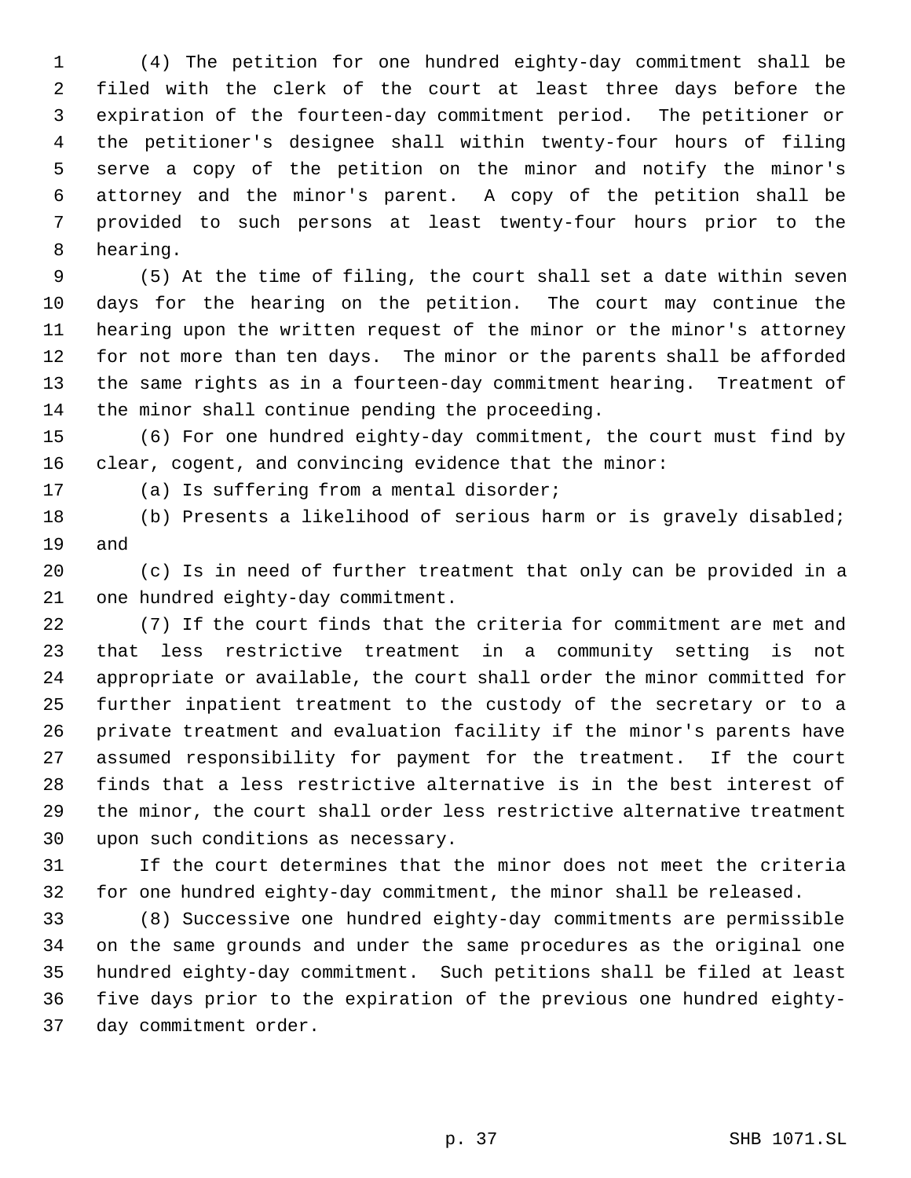(4) The petition for one hundred eighty-day commitment shall be filed with the clerk of the court at least three days before the expiration of the fourteen-day commitment period. The petitioner or the petitioner's designee shall within twenty-four hours of filing serve a copy of the petition on the minor and notify the minor's attorney and the minor's parent. A copy of the petition shall be provided to such persons at least twenty-four hours prior to the hearing.

(5) At the time of filing, the court shall set a date within seven days for the hearing on the petition. The court may continue the hearing upon the written request of the minor or the minor's attorney for not more than ten days. The minor or the parents shall be afforded the same rights as in a fourteen-day commitment hearing. Treatment of the minor shall continue pending the proceeding.

(6) For one hundred eighty-day commitment, the court must find by clear, cogent, and convincing evidence that the minor:

(a) Is suffering from a mental disorder;

(b) Presents a likelihood of serious harm or is gravely disabled; and

(c) Is in need of further treatment that only can be provided in a one hundred eighty-day commitment.

(7) If the court finds that the criteria for commitment are met and that less restrictive treatment in a community setting is not appropriate or available, the court shall order the minor committed for further inpatient treatment to the custody of the secretary or to a private treatment and evaluation facility if the minor's parents have assumed responsibility for payment for the treatment. If the court finds that a less restrictive alternative is in the best interest of the minor, the court shall order less restrictive alternative treatment upon such conditions as necessary.

If the court determines that the minor does not meet the criteria for one hundred eighty-day commitment, the minor shall be released.

(8) Successive one hundred eighty-day commitments are permissible on the same grounds and under the same procedures as the original one hundred eighty-day commitment. Such petitions shall be filed at least five days prior to the expiration of the previous one hundred eighty-day commitment order.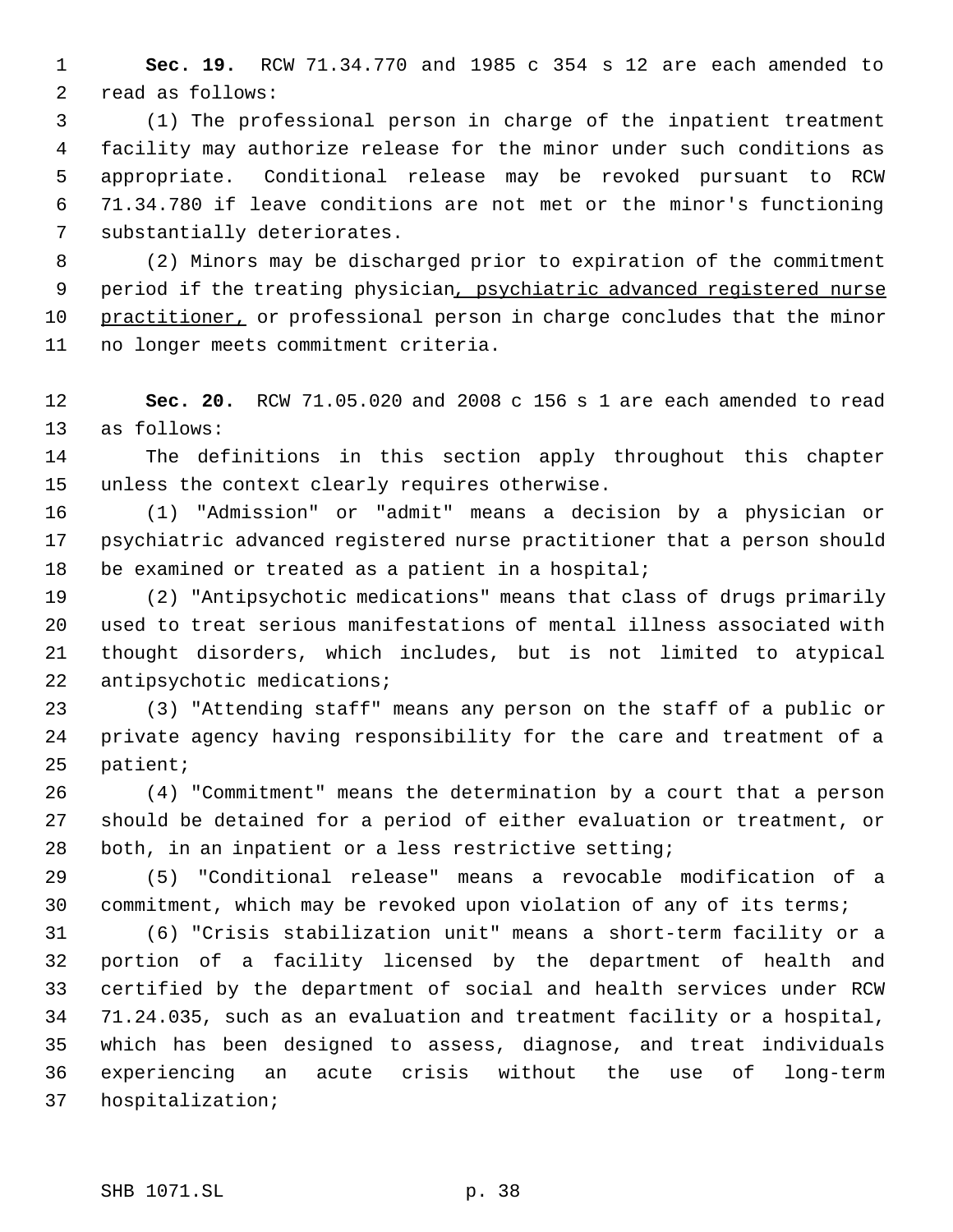**Sec. 19.** RCW 71.34.770 and 1985 c 354 s 12 are each amended to read as follows:

(1) The professional person in charge of the inpatient treatment facility may authorize release for the minor under such conditions as appropriate. Conditional release may be revoked pursuant to RCW 71.34.780 if leave conditions are not met or the minor's functioning substantially deteriorates.

(2) Minors may be discharged prior to expiration of the commitment period if the treating physician, psychiatric advanced registered nurse practitioner, or professional person in charge concludes that the minor no longer meets commitment criteria.

**Sec. 20.** RCW 71.05.020 and 2008 c 156 s 1 are each amended to read as follows:

The definitions in this section apply throughout this chapter unless the context clearly requires otherwise.

(1) "Admission" or "admit" means a decision by a physician or psychiatric advanced registered nurse practitioner that a person should be examined or treated as a patient in a hospital;

(2) "Antipsychotic medications" means that class of drugs primarily used to treat serious manifestations of mental illness associated with thought disorders, which includes, but is not limited to atypical antipsychotic medications;

(3) "Attending staff" means any person on the staff of a public or private agency having responsibility for the care and treatment of a patient;

(4) "Commitment" means the determination by a court that a person should be detained for a period of either evaluation or treatment, or both, in an inpatient or a less restrictive setting;

(5) "Conditional release" means a revocable modification of a commitment, which may be revoked upon violation of any of its terms;

(6) "Crisis stabilization unit" means a short-term facility or a portion of a facility licensed by the department of health and certified by the department of social and health services under RCW 71.24.035, such as an evaluation and treatment facility or a hospital, which has been designed to assess, diagnose, and treat individuals experiencing an acute crisis without the use of long-term hospitalization;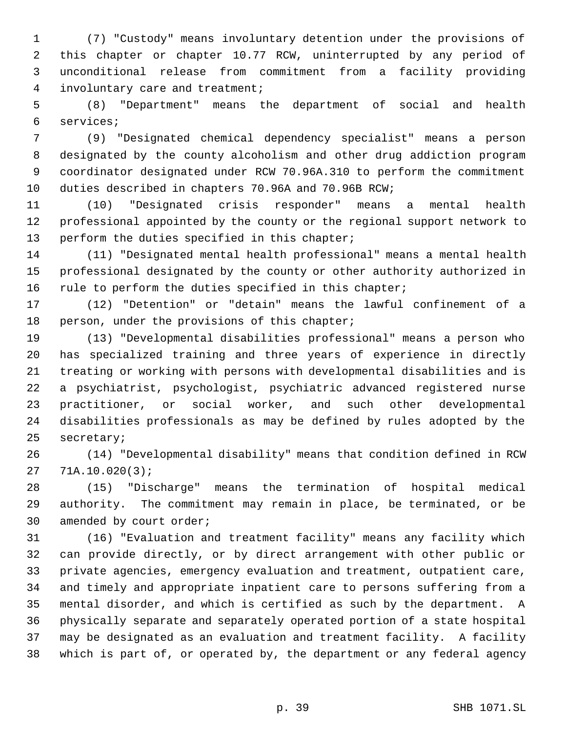(7) "Custody" means involuntary detention under the provisions of this chapter or chapter 10.77 RCW, uninterrupted by any period of unconditional release from commitment from a facility providing involuntary care and treatment;

(8) "Department" means the department of social and health services;

(9) "Designated chemical dependency specialist" means a person designated by the county alcoholism and other drug addiction program coordinator designated under RCW 70.96A.310 to perform the commitment duties described in chapters 70.96A and 70.96B RCW;

(10) "Designated crisis responder" means a mental health professional appointed by the county or the regional support network to perform the duties specified in this chapter;

(11) "Designated mental health professional" means a mental health professional designated by the county or other authority authorized in rule to perform the duties specified in this chapter;

(12) "Detention" or "detain" means the lawful confinement of a person, under the provisions of this chapter;

(13) "Developmental disabilities professional" means a person who has specialized training and three years of experience in directly treating or working with persons with developmental disabilities and is a psychiatrist, psychologist, psychiatric advanced registered nurse practitioner, or social worker, and such other developmental disabilities professionals as may be defined by rules adopted by the secretary;

(14) "Developmental disability" means that condition defined in RCW 71A.10.020(3);

(15) "Discharge" means the termination of hospital medical authority. The commitment may remain in place, be terminated, or be amended by court order;

(16) "Evaluation and treatment facility" means any facility which can provide directly, or by direct arrangement with other public or private agencies, emergency evaluation and treatment, outpatient care, and timely and appropriate inpatient care to persons suffering from a mental disorder, and which is certified as such by the department. A physically separate and separately operated portion of a state hospital may be designated as an evaluation and treatment facility. A facility which is part of, or operated by, the department or any federal agency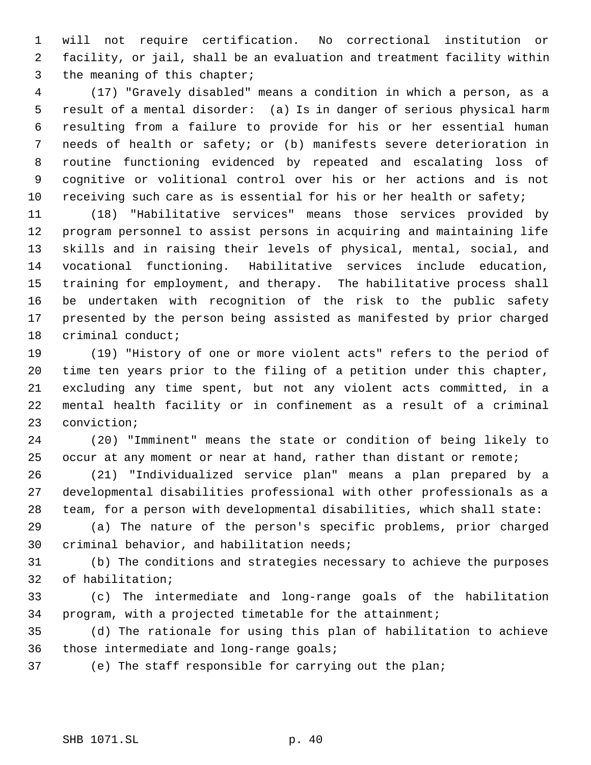will not require certification. No correctional institution or facility, or jail, shall be an evaluation and treatment facility within the meaning of this chapter;

(17) "Gravely disabled" means a condition in which a person, as a result of a mental disorder: (a) Is in danger of serious physical harm resulting from a failure to provide for his or her essential human needs of health or safety; or (b) manifests severe deterioration in routine functioning evidenced by repeated and escalating loss of cognitive or volitional control over his or her actions and is not receiving such care as is essential for his or her health or safety;

(18) "Habilitative services" means those services provided by program personnel to assist persons in acquiring and maintaining life skills and in raising their levels of physical, mental, social, and vocational functioning. Habilitative services include education, training for employment, and therapy. The habilitative process shall be undertaken with recognition of the risk to the public safety presented by the person being assisted as manifested by prior charged criminal conduct;

(19) "History of one or more violent acts" refers to the period of time ten years prior to the filing of a petition under this chapter, excluding any time spent, but not any violent acts committed, in a mental health facility or in confinement as a result of a criminal conviction;

(20) "Imminent" means the state or condition of being likely to occur at any moment or near at hand, rather than distant or remote;

(21) "Individualized service plan" means a plan prepared by a developmental disabilities professional with other professionals as a team, for a person with developmental disabilities, which shall state:

(a) The nature of the person's specific problems, prior charged criminal behavior, and habilitation needs;

(b) The conditions and strategies necessary to achieve the purposes of habilitation;

(c) The intermediate and long-range goals of the habilitation program, with a projected timetable for the attainment;

(d) The rationale for using this plan of habilitation to achieve those intermediate and long-range goals;

(e) The staff responsible for carrying out the plan;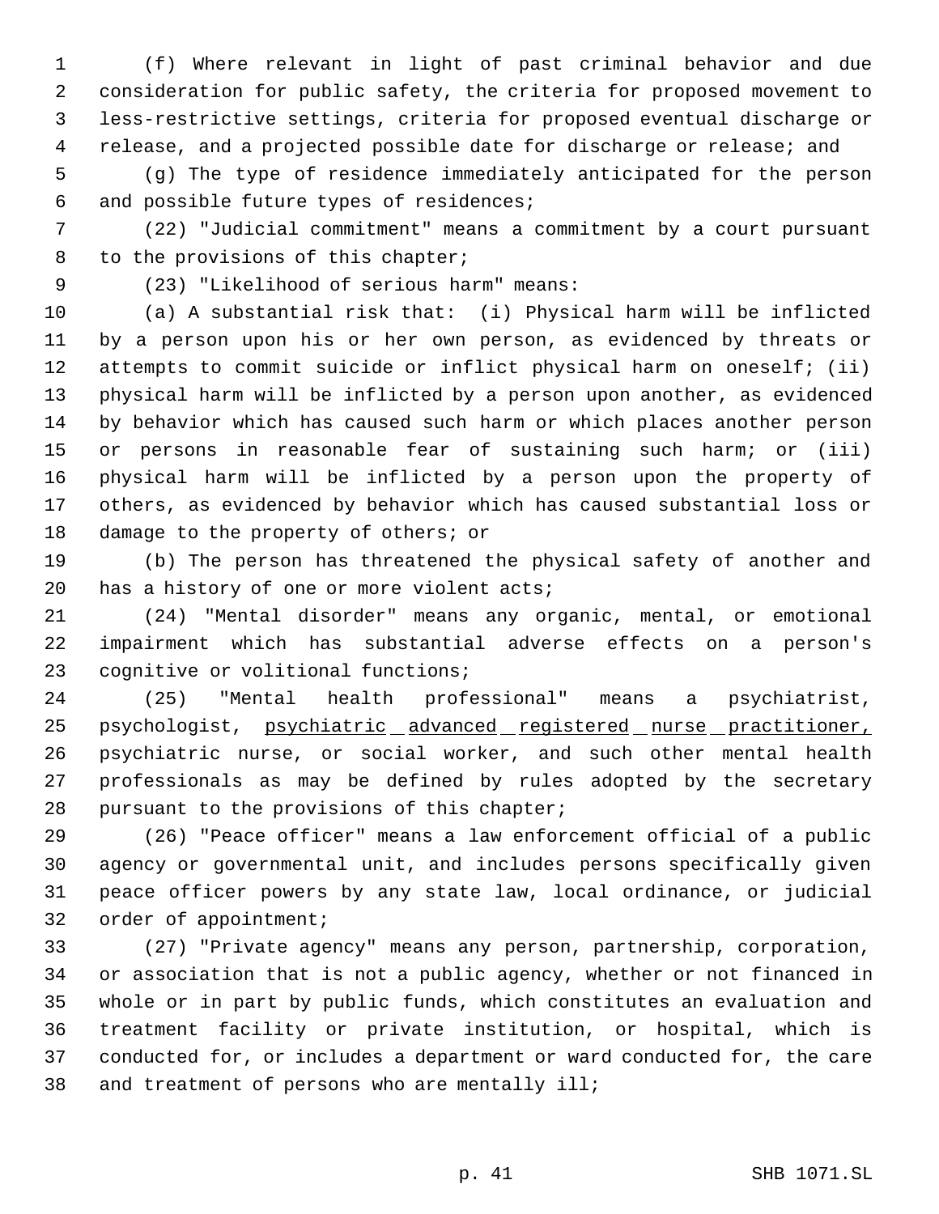(f) Where relevant in light of past criminal behavior and due consideration for public safety, the criteria for proposed movement to less-restrictive settings, criteria for proposed eventual discharge or release, and a projected possible date for discharge or release; and

(g) The type of residence immediately anticipated for the person and possible future types of residences;

(22) "Judicial commitment" means a commitment by a court pursuant to the provisions of this chapter;

(23) "Likelihood of serious harm" means:

(a) A substantial risk that: (i) Physical harm will be inflicted by a person upon his or her own person, as evidenced by threats or attempts to commit suicide or inflict physical harm on oneself; (ii) physical harm will be inflicted by a person upon another, as evidenced by behavior which has caused such harm or which places another person or persons in reasonable fear of sustaining such harm; or (iii) physical harm will be inflicted by a person upon the property of others, as evidenced by behavior which has caused substantial loss or damage to the property of others; or

(b) The person has threatened the physical safety of another and has a history of one or more violent acts;

(24) "Mental disorder" means any organic, mental, or emotional impairment which has substantial adverse effects on a person's cognitive or volitional functions;

(25) "Mental health professional" means a psychiatrist, psychologist, <u>psychiatric advanced registered nurse practitioner,</u> psychiatric nurse, or social worker, and such other mental health professionals as may be defined by rules adopted by the secretary pursuant to the provisions of this chapter;

(26) "Peace officer" means a law enforcement official of a public agency or governmental unit, and includes persons specifically given peace officer powers by any state law, local ordinance, or judicial order of appointment;

(27) "Private agency" means any person, partnership, corporation, or association that is not a public agency, whether or not financed in whole or in part by public funds, which constitutes an evaluation and treatment facility or private institution, or hospital, which is conducted for, or includes a department or ward conducted for, the care and treatment of persons who are mentally ill;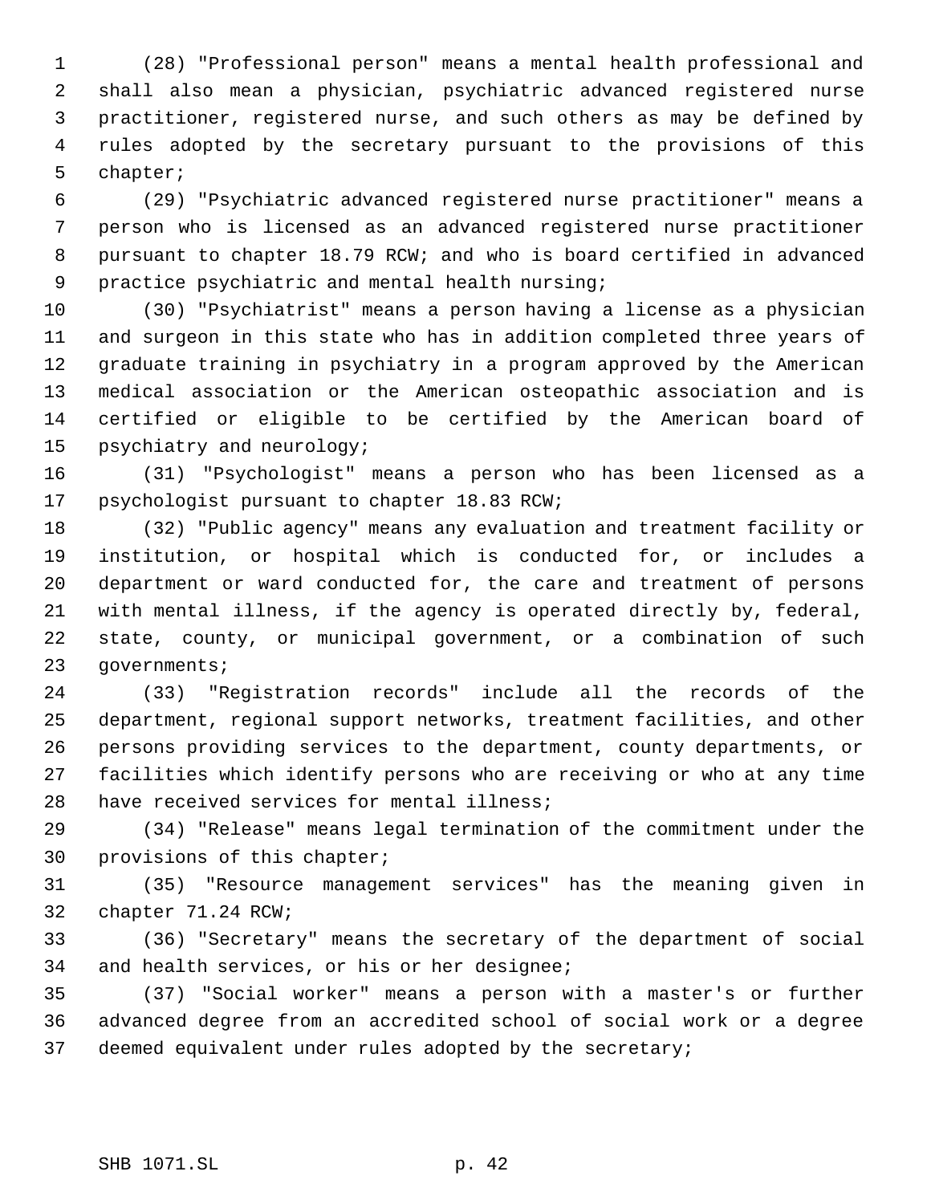(28) "Professional person" means a mental health professional and shall also mean a physician, psychiatric advanced registered nurse practitioner, registered nurse, and such others as may be defined by rules adopted by the secretary pursuant to the provisions of this chapter;

(29) "Psychiatric advanced registered nurse practitioner" means a person who is licensed as an advanced registered nurse practitioner pursuant to chapter 18.79 RCW; and who is board certified in advanced practice psychiatric and mental health nursing;

(30) "Psychiatrist" means a person having a license as a physician and surgeon in this state who has in addition completed three years of graduate training in psychiatry in a program approved by the American medical association or the American osteopathic association and is certified or eligible to be certified by the American board of psychiatry and neurology;

(31) "Psychologist" means a person who has been licensed as a psychologist pursuant to chapter 18.83 RCW;

(32) "Public agency" means any evaluation and treatment facility or institution, or hospital which is conducted for, or includes a department or ward conducted for, the care and treatment of persons with mental illness, if the agency is operated directly by, federal, state, county, or municipal government, or a combination of such governments;

(33) "Registration records" include all the records of the department, regional support networks, treatment facilities, and other persons providing services to the department, county departments, or facilities which identify persons who are receiving or who at any time have received services for mental illness;

(34) "Release" means legal termination of the commitment under the provisions of this chapter;

(35) "Resource management services" has the meaning given in chapter 71.24 RCW;

(36) "Secretary" means the secretary of the department of social and health services, or his or her designee;

(37) "Social worker" means a person with a master's or further advanced degree from an accredited school of social work or a degree deemed equivalent under rules adopted by the secretary;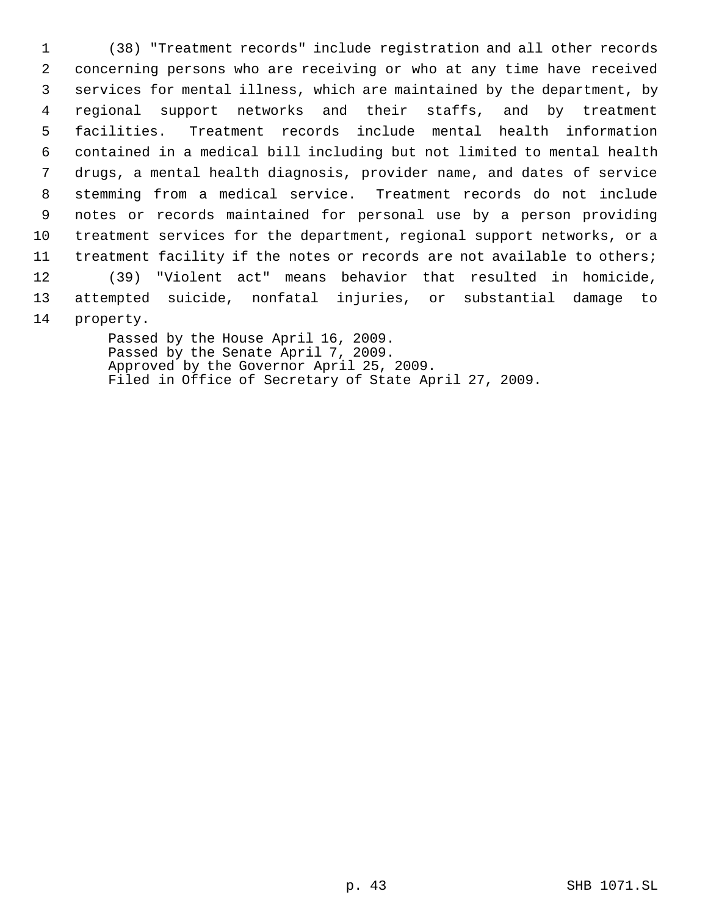(38) "Treatment records" include registration and all other records concerning persons who are receiving or who at any time have received services for mental illness, which are maintained by the department, by regional support networks and their staffs, and by treatment facilities. Treatment records include mental health information contained in a medical bill including but not limited to mental health drugs, a mental health diagnosis, provider name, and dates of service stemming from a medical service. Treatment records do not include notes or records maintained for personal use by a person providing treatment services for the department, regional support networks, or a treatment facility if the notes or records are not available to others;

(39) "Violent act" means behavior that resulted in homicide, attempted suicide, nonfatal injuries, or substantial damage to property.

Passed by the House April 16, 2009.
Passed by the Senate April 7, 2009.
Approved by the Governor April 25, 2009.
Filed in Office of Secretary of State April 27, 2009.